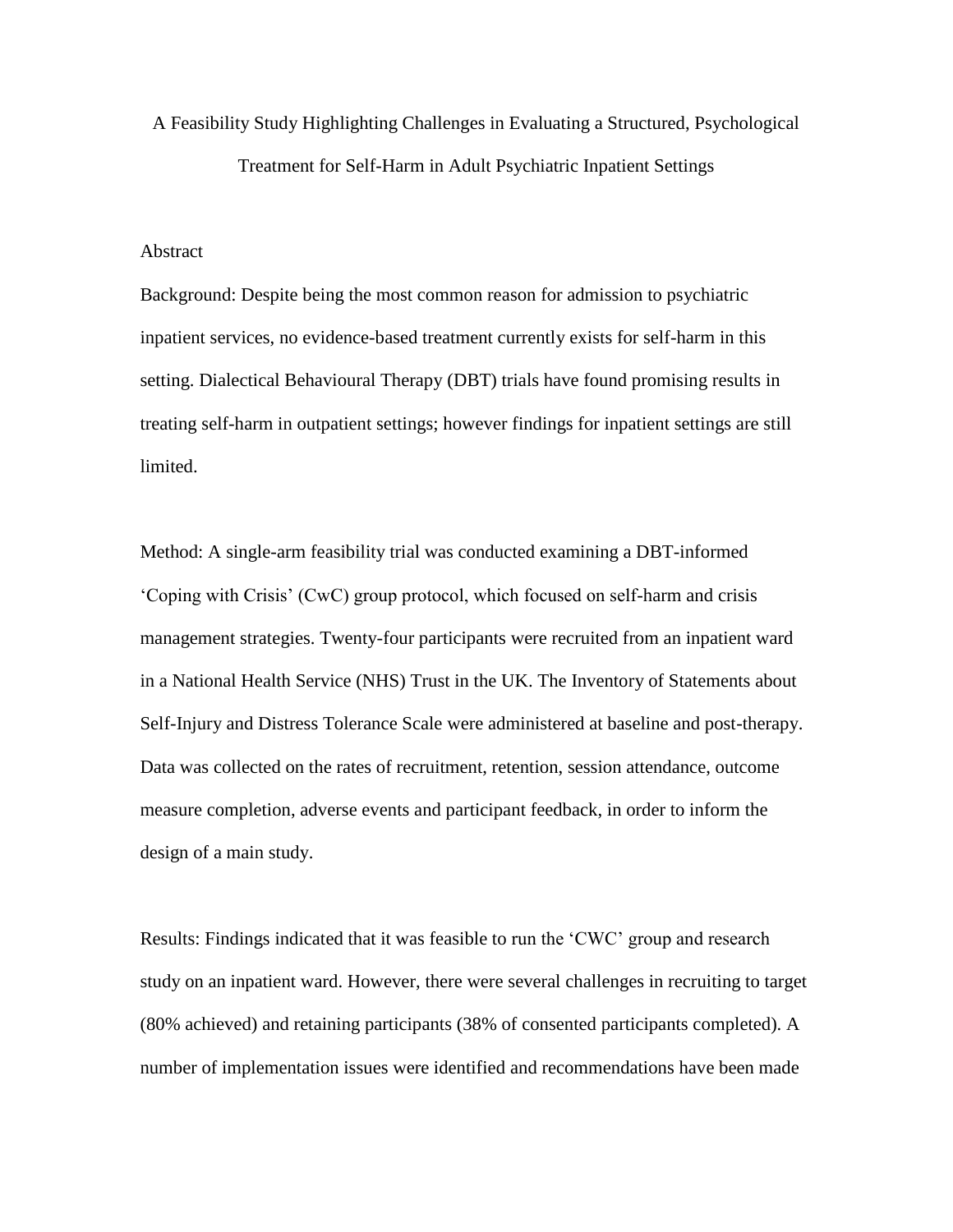# A Feasibility Study Highlighting Challenges in Evaluating a Structured, Psychological Treatment for Self-Harm in Adult Psychiatric Inpatient Settings

## Abstract

Background: Despite being the most common reason for admission to psychiatric inpatient services, no evidence-based treatment currently exists for self-harm in this setting. Dialectical Behavioural Therapy (DBT) trials have found promising results in treating self-harm in outpatient settings; however findings for inpatient settings are still limited.

Method: A single-arm feasibility trial was conducted examining a DBT-informed 'Coping with Crisis' (CwC) group protocol, which focused on self-harm and crisis management strategies. Twenty-four participants were recruited from an inpatient ward in a National Health Service (NHS) Trust in the UK. The Inventory of Statements about Self-Injury and Distress Tolerance Scale were administered at baseline and post-therapy. Data was collected on the rates of recruitment, retention, session attendance, outcome measure completion, adverse events and participant feedback, in order to inform the design of a main study.

Results: Findings indicated that it was feasible to run the 'CWC' group and research study on an inpatient ward. However, there were several challenges in recruiting to target (80% achieved) and retaining participants (38% of consented participants completed). A number of implementation issues were identified and recommendations have been made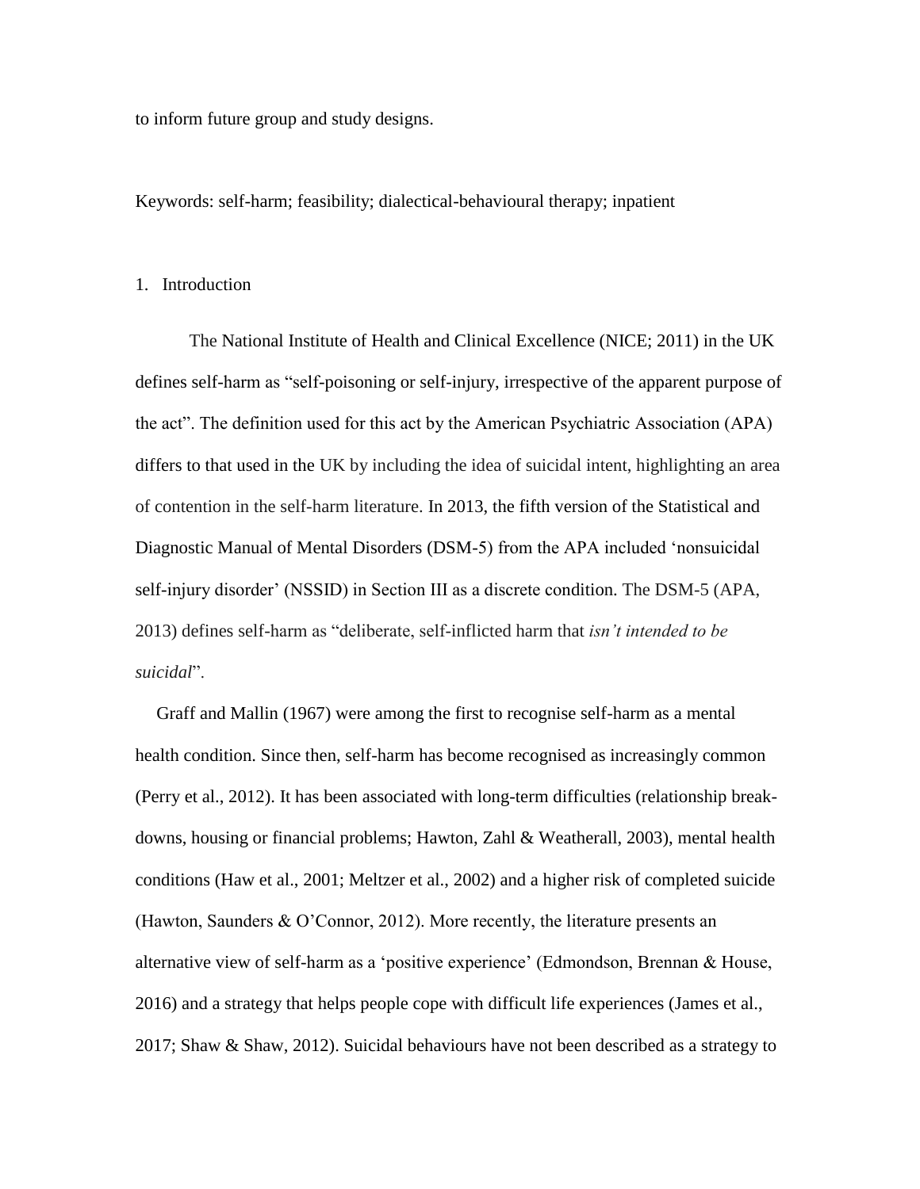to inform future group and study designs.

Keywords: self-harm; feasibility; dialectical-behavioural therapy; inpatient

## 1. Introduction

The National Institute of Health and Clinical Excellence (NICE; 2011) in the UK defines self-harm as "self-poisoning or self-injury, irrespective of the apparent purpose of the act". The definition used for this act by the American Psychiatric Association (APA) differs to that used in the UK by including the idea of suicidal intent, highlighting an area of contention in the self-harm literature. In 2013, the fifth version of the Statistical and Diagnostic Manual of Mental Disorders (DSM-5) from the APA included 'nonsuicidal self-injury disorder' (NSSID) in Section III as a discrete condition. The DSM-5 (APA, 2013) defines self-harm as "deliberate, self-inflicted harm that *isn't intended to be suicidal*".

Graff and Mallin (1967) were among the first to recognise self-harm as a mental health condition. Since then, self-harm has become recognised as increasingly common (Perry et al., 2012). It has been associated with long-term difficulties (relationship break-downs, housing or financial problems; Hawton, Zahl & Weatherall, 2003), mental health conditions (Haw et al., 2001; Meltzer et al., 2002) and a higher risk of completed suicide (Hawton, Saunders & O'Connor, 2012). More recently, the literature presents an alternative view of self-harm as a 'positive experience' (Edmondson, Brennan & House, 2016) and a strategy that helps people cope with difficult life experiences (James et al., 2017; Shaw & Shaw, 2012). Suicidal behaviours have not been described as a strategy to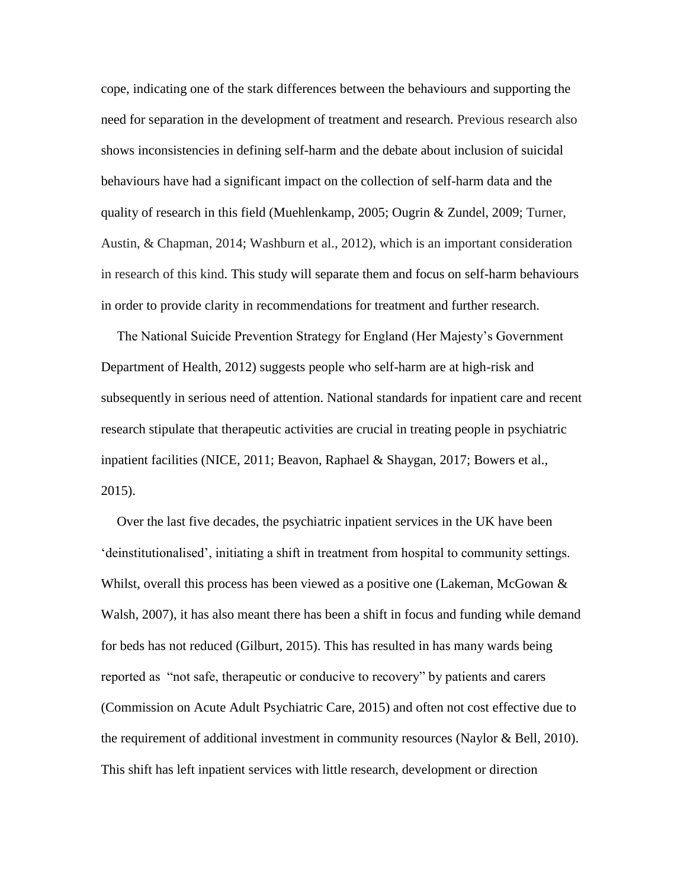cope, indicating one of the stark differences between the behaviours and supporting the need for separation in the development of treatment and research. Previous research also shows inconsistencies in defining self-harm and the debate about inclusion of suicidal behaviours have had a significant impact on the collection of self-harm data and the quality of research in this field (Muehlenkamp, 2005; Ougrin & Zundel, 2009; Turner, Austin, & Chapman, 2014; Washburn et al., 2012), which is an important consideration in research of this kind. This study will separate them and focus on self-harm behaviours in order to provide clarity in recommendations for treatment and further research.

The National Suicide Prevention Strategy for England (Her Majesty's Government Department of Health, 2012) suggests people who self-harm are at high-risk and subsequently in serious need of attention. National standards for inpatient care and recent research stipulate that therapeutic activities are crucial in treating people in psychiatric inpatient facilities (NICE, 2011; Beavon, Raphael & Shaygan, 2017; Bowers et al., 2015).

Over the last five decades, the psychiatric inpatient services in the UK have been 'deinstitutionalised', initiating a shift in treatment from hospital to community settings. Whilst, overall this process has been viewed as a positive one (Lakeman, McGowan & Walsh, 2007), it has also meant there has been a shift in focus and funding while demand for beds has not reduced (Gilburt, 2015). This has resulted in has many wards being reported as "not safe, therapeutic or conducive to recovery" by patients and carers (Commission on Acute Adult Psychiatric Care, 2015) and often not cost effective due to the requirement of additional investment in community resources (Naylor & Bell, 2010). This shift has left inpatient services with little research, development or direction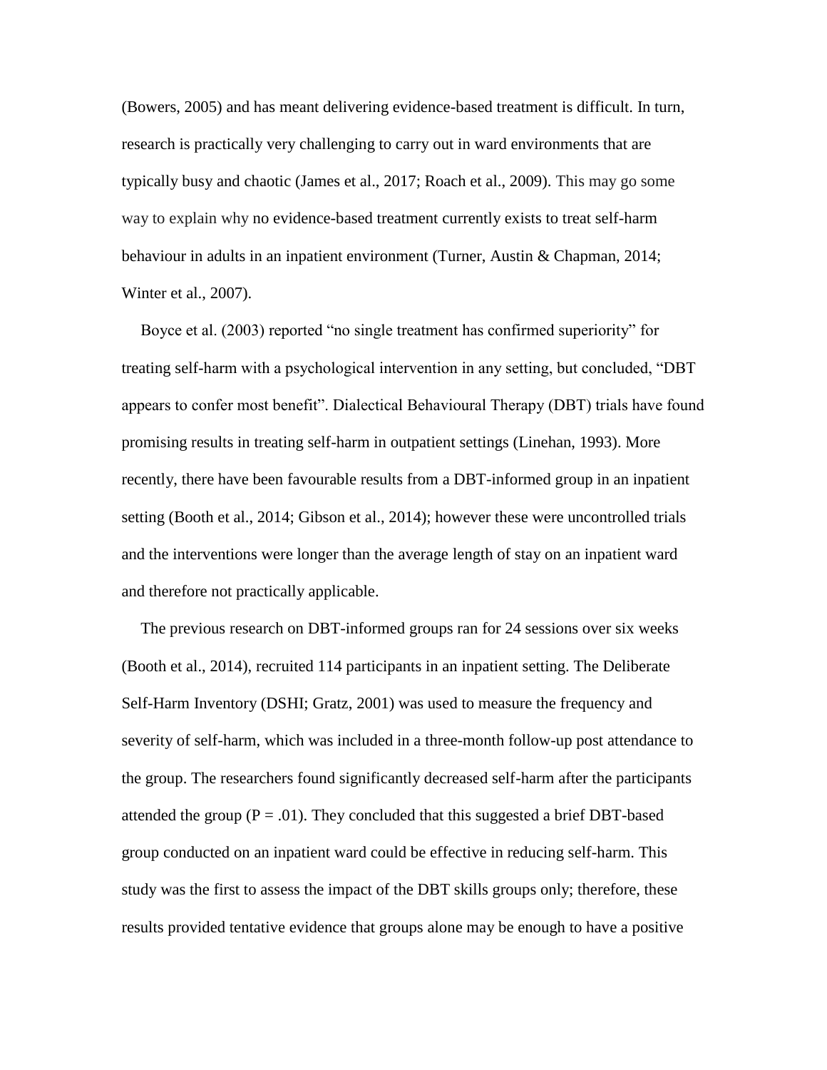(Bowers, 2005) and has meant delivering evidence-based treatment is difficult. In turn, research is practically very challenging to carry out in ward environments that are typically busy and chaotic (James et al., 2017; Roach et al., 2009). This may go some way to explain why no evidence-based treatment currently exists to treat self-harm behaviour in adults in an inpatient environment (Turner, Austin & Chapman, 2014; Winter et al., 2007).

Boyce et al. (2003) reported "no single treatment has confirmed superiority" for treating self-harm with a psychological intervention in any setting, but concluded, "DBT appears to confer most benefit". Dialectical Behavioural Therapy (DBT) trials have found promising results in treating self-harm in outpatient settings (Linehan, 1993). More recently, there have been favourable results from a DBT-informed group in an inpatient setting (Booth et al., 2014; Gibson et al., 2014); however these were uncontrolled trials and the interventions were longer than the average length of stay on an inpatient ward and therefore not practically applicable.

The previous research on DBT-informed groups ran for 24 sessions over six weeks (Booth et al., 2014), recruited 114 participants in an inpatient setting. The Deliberate Self-Harm Inventory (DSHI; Gratz, 2001) was used to measure the frequency and severity of self-harm, which was included in a three-month follow-up post attendance to the group. The researchers found significantly decreased self-harm after the participants attended the group ($P = .01$). They concluded that this suggested a brief DBT-based group conducted on an inpatient ward could be effective in reducing self-harm. This study was the first to assess the impact of the DBT skills groups only; therefore, these results provided tentative evidence that groups alone may be enough to have a positive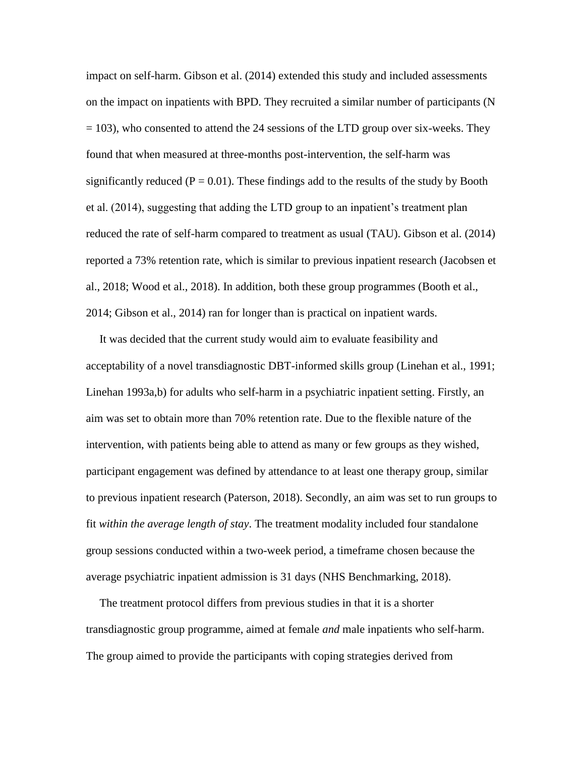impact on self-harm. Gibson et al. (2014) extended this study and included assessments on the impact on inpatients with BPD. They recruited a similar number of participants ($N = 103$), who consented to attend the 24 sessions of the LTD group over six-weeks. They found that when measured at three-months post-intervention, the self-harm was significantly reduced ($P = 0.01$). These findings add to the results of the study by Booth et al. (2014), suggesting that adding the LTD group to an inpatient's treatment plan reduced the rate of self-harm compared to treatment as usual (TAU). Gibson et al. (2014) reported a 73% retention rate, which is similar to previous inpatient research (Jacobsen et al., 2018; Wood et al., 2018). In addition, both these group programmes (Booth et al., 2014; Gibson et al., 2014) ran for longer than is practical on inpatient wards.

It was decided that the current study would aim to evaluate feasibility and acceptability of a novel transdiagnostic DBT-informed skills group (Linehan et al., 1991; Linehan 1993a,b) for adults who self-harm in a psychiatric inpatient setting. Firstly, an aim was set to obtain more than 70% retention rate. Due to the flexible nature of the intervention, with patients being able to attend as many or few groups as they wished, participant engagement was defined by attendance to at least one therapy group, similar to previous inpatient research (Paterson, 2018). Secondly, an aim was set to run groups to fit *within the average length of stay*. The treatment modality included four standalone group sessions conducted within a two-week period, a timeframe chosen because the average psychiatric inpatient admission is 31 days (NHS Benchmarking, 2018).

The treatment protocol differs from previous studies in that it is a shorter transdiagnostic group programme, aimed at female *and* male inpatients who self-harm. The group aimed to provide the participants with coping strategies derived from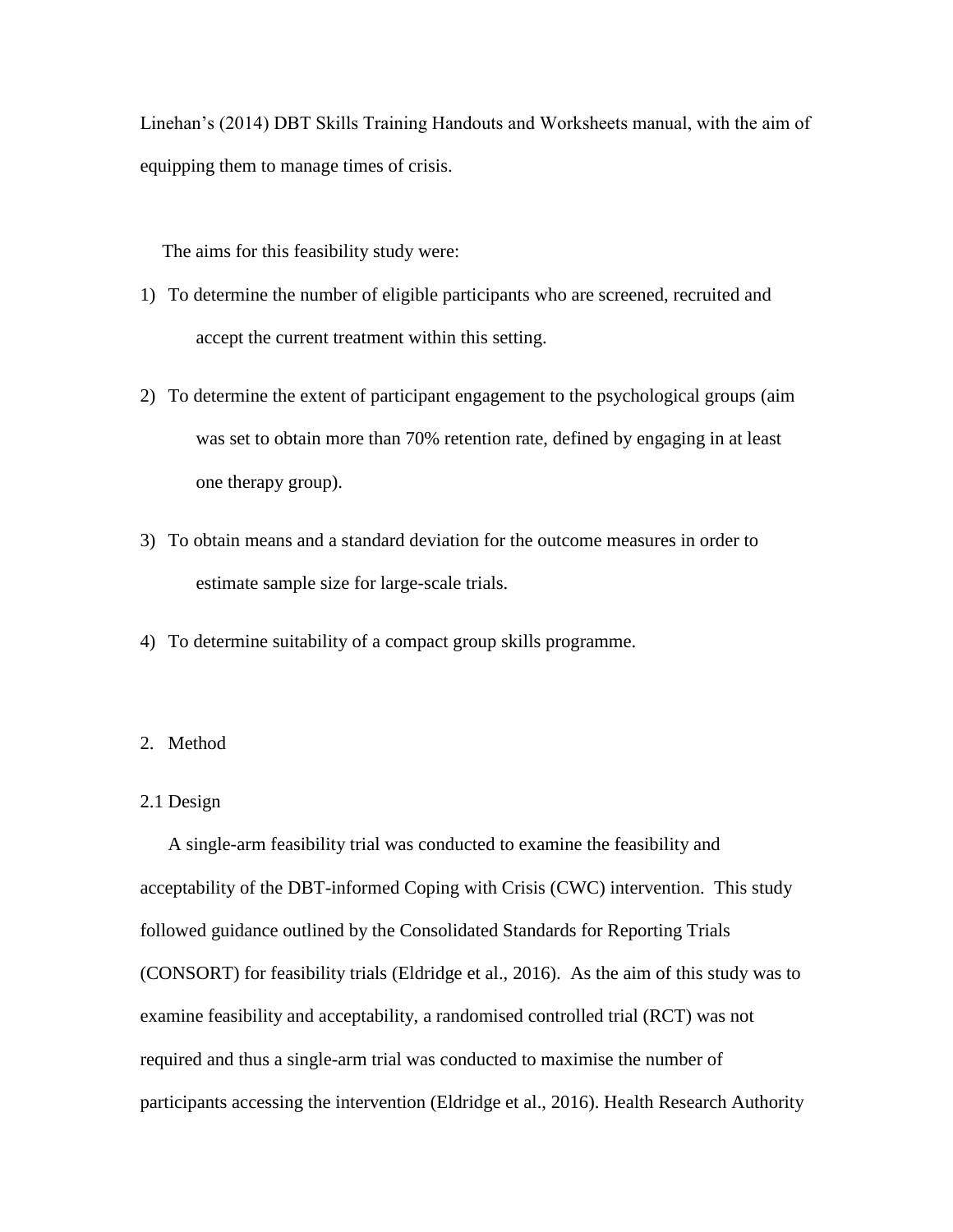Linehan's (2014) DBT Skills Training Handouts and Worksheets manual, with the aim of equipping them to manage times of crisis.

The aims for this feasibility study were:

1) To determine the number of eligible participants who are screened, recruited and accept the current treatment within this setting.
2) To determine the extent of participant engagement to the psychological groups (aim was set to obtain more than 70% retention rate, defined by engaging in at least one therapy group).
3) To obtain means and a standard deviation for the outcome measures in order to estimate sample size for large-scale trials.
4) To determine suitability of a compact group skills programme.

## 2. Method

### 2.1 Design

A single-arm feasibility trial was conducted to examine the feasibility and acceptability of the DBT-informed Coping with Crisis (CWC) intervention. This study followed guidance outlined by the Consolidated Standards for Reporting Trials (CONSORT) for feasibility trials (Eldridge et al., 2016). As the aim of this study was to examine feasibility and acceptability, a randomised controlled trial (RCT) was not required and thus a single-arm trial was conducted to maximise the number of participants accessing the intervention (Eldridge et al., 2016). Health Research Authority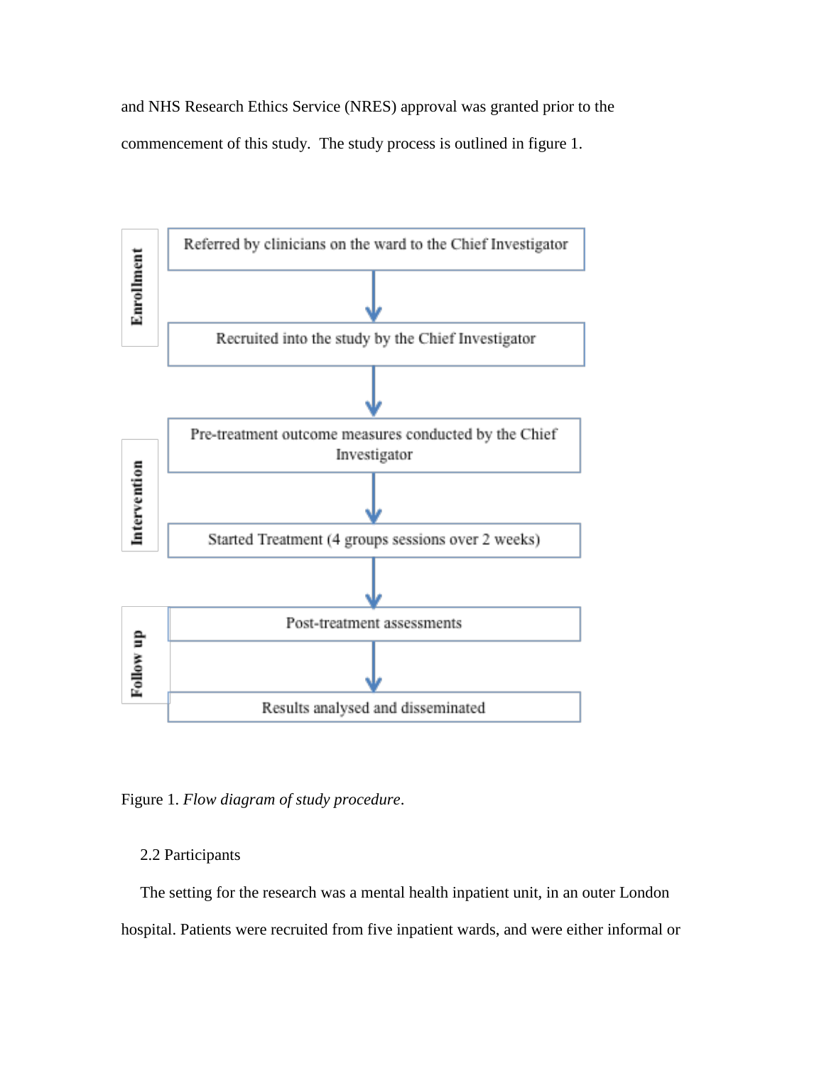and NHS Research Ethics Service (NRES) approval was granted prior to the commencement of this study. The study process is outlined in figure 1.

**Enrollment**

Referred by clinicians on the ward to the Chief Investigator

↓

Recruited into the study by the Chief Investigator

↓

**Intervention**

Pre-treatment outcome measures conducted by the Chief Investigator

↓

Started Treatment (4 groups sessions over 2 weeks)

↓

**Follow up**

Post-treatment assessments

↓

Results analysed and disseminated

Figure 1. *Flow diagram of study procedure*.

## 2.2 Participants

The setting for the research was a mental health inpatient unit, in an outer London hospital. Patients were recruited from five inpatient wards, and were either informal or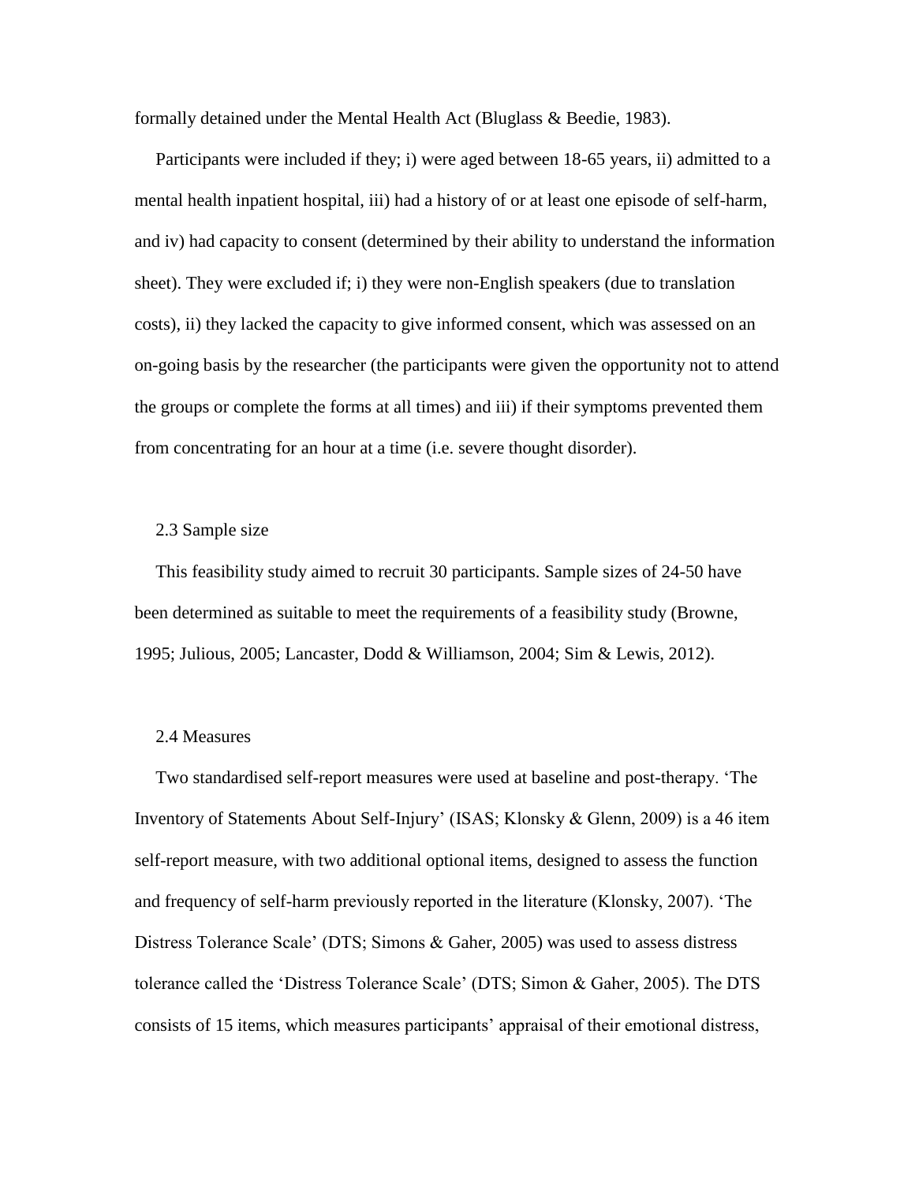formally detained under the Mental Health Act (Bluglass & Beedie, 1983).

Participants were included if they; i) were aged between 18-65 years, ii) admitted to a mental health inpatient hospital, iii) had a history of or at least one episode of self-harm, and iv) had capacity to consent (determined by their ability to understand the information sheet). They were excluded if; i) they were non-English speakers (due to translation costs), ii) they lacked the capacity to give informed consent, which was assessed on an on-going basis by the researcher (the participants were given the opportunity not to attend the groups or complete the forms at all times) and iii) if their symptoms prevented them from concentrating for an hour at a time (i.e. severe thought disorder).

### 2.3 Sample size

This feasibility study aimed to recruit 30 participants. Sample sizes of 24-50 have been determined as suitable to meet the requirements of a feasibility study (Browne, 1995; Julious, 2005; Lancaster, Dodd & Williamson, 2004; Sim & Lewis, 2012).

### 2.4 Measures

Two standardised self-report measures were used at baseline and post-therapy. 'The Inventory of Statements About Self-Injury' (ISAS; Klonsky & Glenn, 2009) is a 46 item self-report measure, with two additional optional items, designed to assess the function and frequency of self-harm previously reported in the literature (Klonsky, 2007). 'The Distress Tolerance Scale' (DTS; Simons & Gaher, 2005) was used to assess distress tolerance called the 'Distress Tolerance Scale' (DTS; Simon & Gaher, 2005). The DTS consists of 15 items, which measures participants' appraisal of their emotional distress,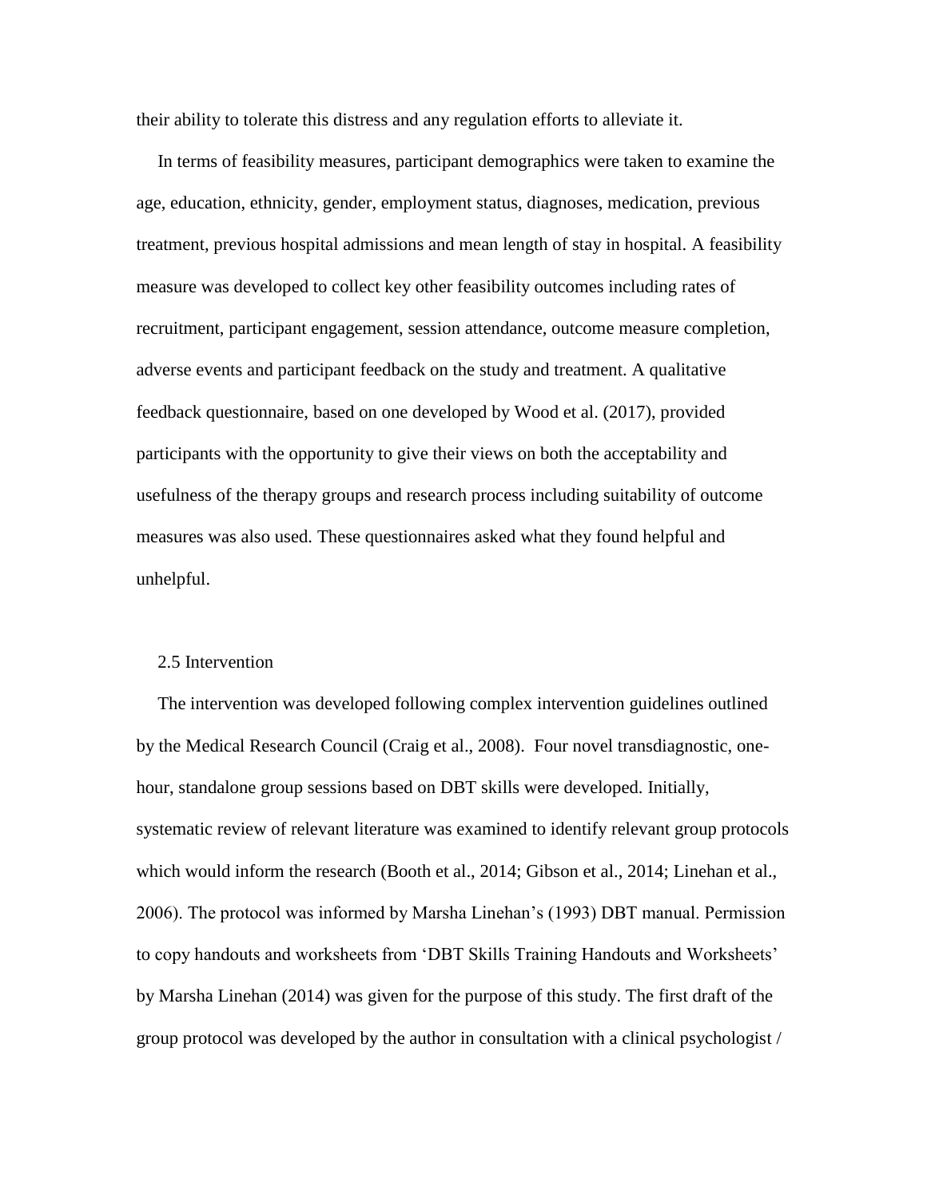their ability to tolerate this distress and any regulation efforts to alleviate it.

In terms of feasibility measures, participant demographics were taken to examine the age, education, ethnicity, gender, employment status, diagnoses, medication, previous treatment, previous hospital admissions and mean length of stay in hospital. A feasibility measure was developed to collect key other feasibility outcomes including rates of recruitment, participant engagement, session attendance, outcome measure completion, adverse events and participant feedback on the study and treatment. A qualitative feedback questionnaire, based on one developed by Wood et al. (2017), provided participants with the opportunity to give their views on both the acceptability and usefulness of the therapy groups and research process including suitability of outcome measures was also used. These questionnaires asked what they found helpful and unhelpful.

## 2.5 Intervention

The intervention was developed following complex intervention guidelines outlined by the Medical Research Council (Craig et al., 2008). Four novel transdiagnostic, one-hour, standalone group sessions based on DBT skills were developed. Initially, systematic review of relevant literature was examined to identify relevant group protocols which would inform the research (Booth et al., 2014; Gibson et al., 2014; Linehan et al., 2006). The protocol was informed by Marsha Linehan's (1993) DBT manual. Permission to copy handouts and worksheets from 'DBT Skills Training Handouts and Worksheets' by Marsha Linehan (2014) was given for the purpose of this study. The first draft of the group protocol was developed by the author in consultation with a clinical psychologist /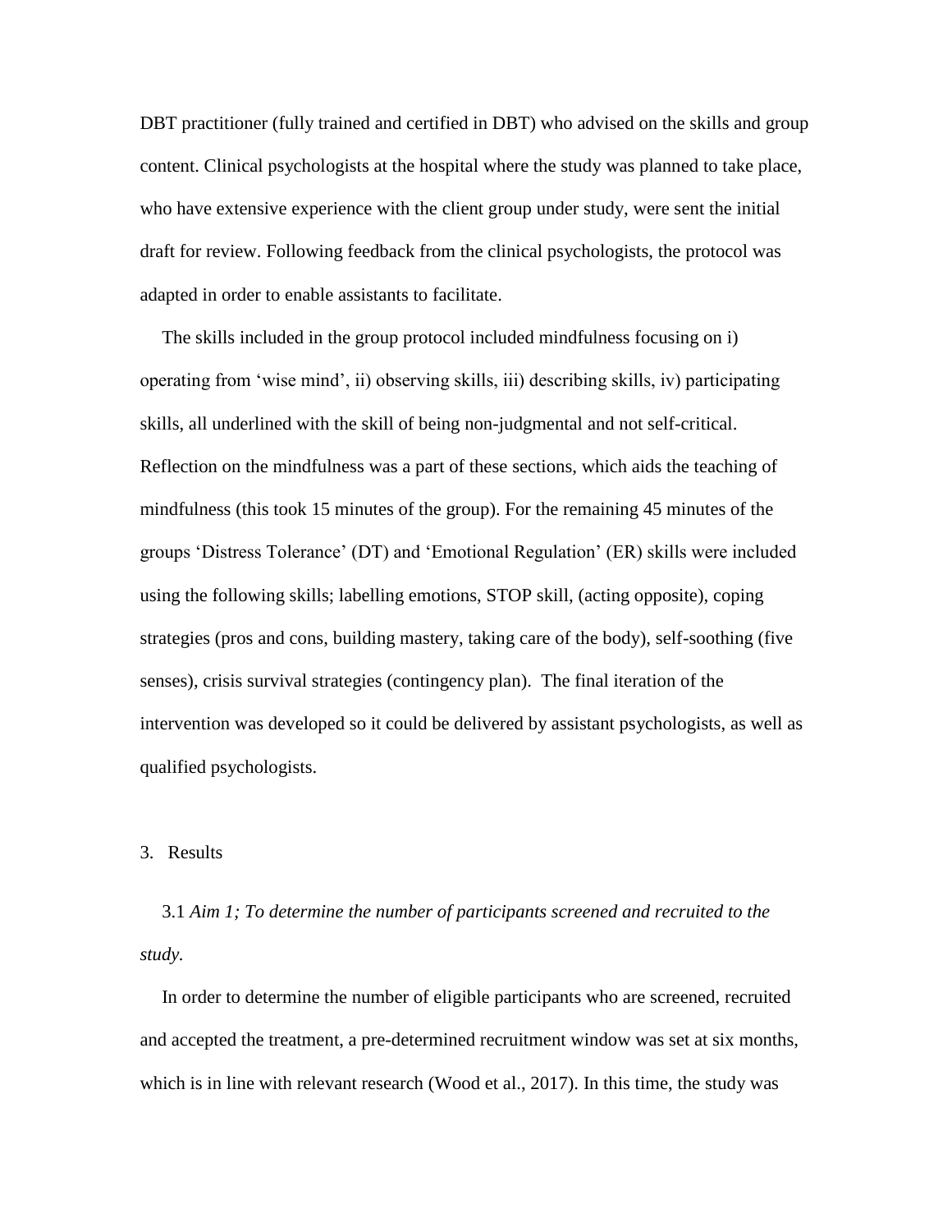DBT practitioner (fully trained and certified in DBT) who advised on the skills and group content. Clinical psychologists at the hospital where the study was planned to take place, who have extensive experience with the client group under study, were sent the initial draft for review. Following feedback from the clinical psychologists, the protocol was adapted in order to enable assistants to facilitate.

The skills included in the group protocol included mindfulness focusing on i) operating from 'wise mind', ii) observing skills, iii) describing skills, iv) participating skills, all underlined with the skill of being non-judgmental and not self-critical. Reflection on the mindfulness was a part of these sections, which aids the teaching of mindfulness (this took 15 minutes of the group). For the remaining 45 minutes of the groups 'Distress Tolerance' (DT) and 'Emotional Regulation' (ER) skills were included using the following skills; labelling emotions, STOP skill, (acting opposite), coping strategies (pros and cons, building mastery, taking care of the body), self-soothing (five senses), crisis survival strategies (contingency plan). The final iteration of the intervention was developed so it could be delivered by assistant psychologists, as well as qualified psychologists.

## 3. Results

### 3.1 *Aim 1; To determine the number of participants screened and recruited to the study.*

In order to determine the number of eligible participants who are screened, recruited and accepted the treatment, a pre-determined recruitment window was set at six months, which is in line with relevant research (Wood et al., 2017). In this time, the study was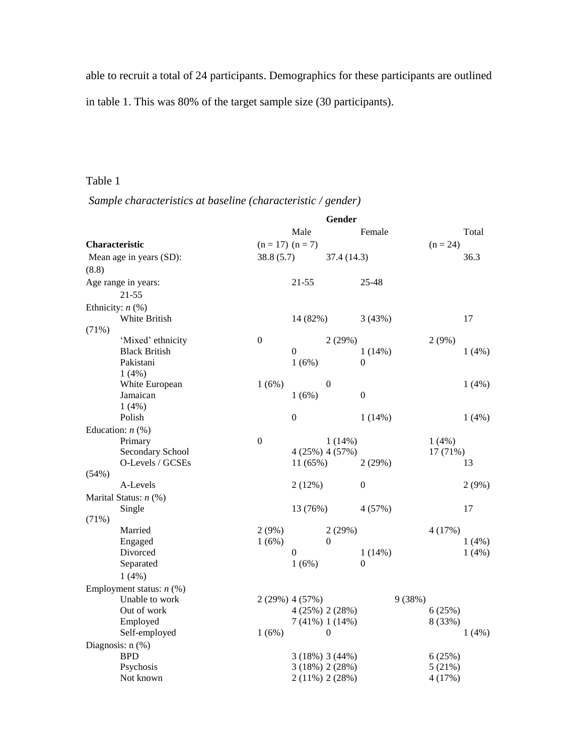able to recruit a total of 24 participants. Demographics for these participants are outlined in table 1. This was 80% of the target sample size (30 participants).

Table 1

*Sample characteristics at baseline (characteristic / gender)*

| Characteristic | Gender | | |
|---|---|---|---|
| | Male (n = 17) | Female (n = 7) | Total (n = 24) |
| Mean age in years (SD): | 38.8 (5.7) | 37.4 (14.3) | 36.3 (8.8) |
| Age range in years: | 21-55 | 25-48 | 21-55 |
| Ethnicity: *n* (%) | | | |
| White British | 14 (82%) | 3 (43%) | 17 (71%) |
| 'Mixed' ethnicity | 0 | 2 (29%) | 2 (9%) |
| Black British | 0 | 1 (14%) | 1 (4%) |
| Pakistani | 1 (6%) | 0 | 1 (4%) |
| White European | 1 (6%) | 0 | 1 (4%) |
| Jamaican | 1 (6%) | 0 | 1 (4%) |
| Polish | 0 | 1 (14%) | 1 (4%) |
| Education: *n* (%) | | | |
| Primary | 0 | 1 (14%) | 1 (4%) |
| Secondary School | 4 (25%) | 4 (57%) | 17 (71%) |
| O-Levels / GCSEs | 11 (65%) | 2 (29%) | 13 (54%) |
| A-Levels | 2 (12%) | 0 | 2 (9%) |
| Marital Status: *n* (%) | | | |
| Single | 13 (76%) | 4 (57%) | 17 (71%) |
| Married | 2 (9%) | 2 (29%) | 4 (17%) |
| Engaged | 1 (6%) | 0 | 1 (4%) |
| Divorced | 0 | 1 (14%) | 1 (4%) |
| Separated | 1 (6%) | 0 | 1 (4%) |
| Employment status: *n* (%) | | | |
| Unable to work | 2 (29%) | 4 (57%) | 9 (38%) |
| Out of work | 4 (25%) | 2 (28%) | 6 (25%) |
| Employed | 7 (41%) | 1 (14%) | 8 (33%) |
| Self-employed | 1 (6%) | 0 | 1 (4%) |
| Diagnosis: n (%) | | | |
| BPD | 3 (18%) | 3 (44%) | 6 (25%) |
| Psychosis | 3 (18%) | 2 (28%) | 5 (21%) |
| Not known | 2 (11%) | 2 (28%) | 4 (17%) |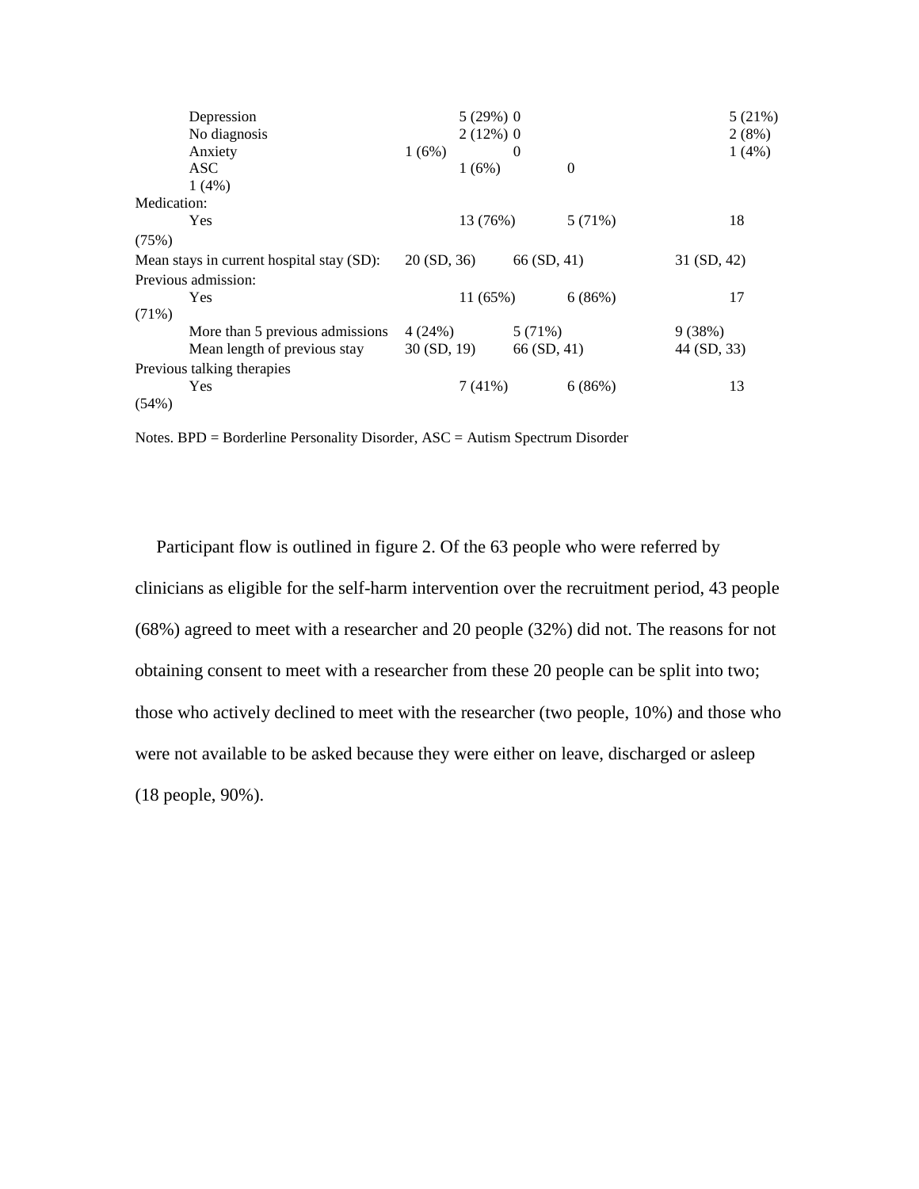| | | | |
|---|---|---|---|
| Depression | 5 (29%) | 0 | 5 (21%) |
| No diagnosis | 2 (12%) | 0 | 2 (8%) |
| Anxiety | 1 (6%) | 0 | 1 (4%) |
| ASC | 1 (6%) | 0 | 1 (4%) |
| Medication: | | | |
| Yes | 13 (76%) | 5 (71%) | 18 (75%) |
| Mean stays in current hospital stay (SD): | 20 (SD, 36) | 66 (SD, 41) | 31 (SD, 42) |
| Previous admission: | | | |
| Yes | 11 (65%) | 6 (86%) | 17 (71%) |
| More than 5 previous admissions | 4 (24%) | 5 (71%) | 9 (38%) |
| Mean length of previous stay | 30 (SD, 19) | 66 (SD, 41) | 44 (SD, 33) |
| Previous talking therapies | | | |
| Yes | 7 (41%) | 6 (86%) | 13 (54%) |

Notes. BPD = Borderline Personality Disorder, ASC = Autism Spectrum Disorder

Participant flow is outlined in figure 2. Of the 63 people who were referred by clinicians as eligible for the self-harm intervention over the recruitment period, 43 people (68%) agreed to meet with a researcher and 20 people (32%) did not. The reasons for not obtaining consent to meet with a researcher from these 20 people can be split into two; those who actively declined to meet with the researcher (two people, 10%) and those who were not available to be asked because they were either on leave, discharged or asleep (18 people, 90%).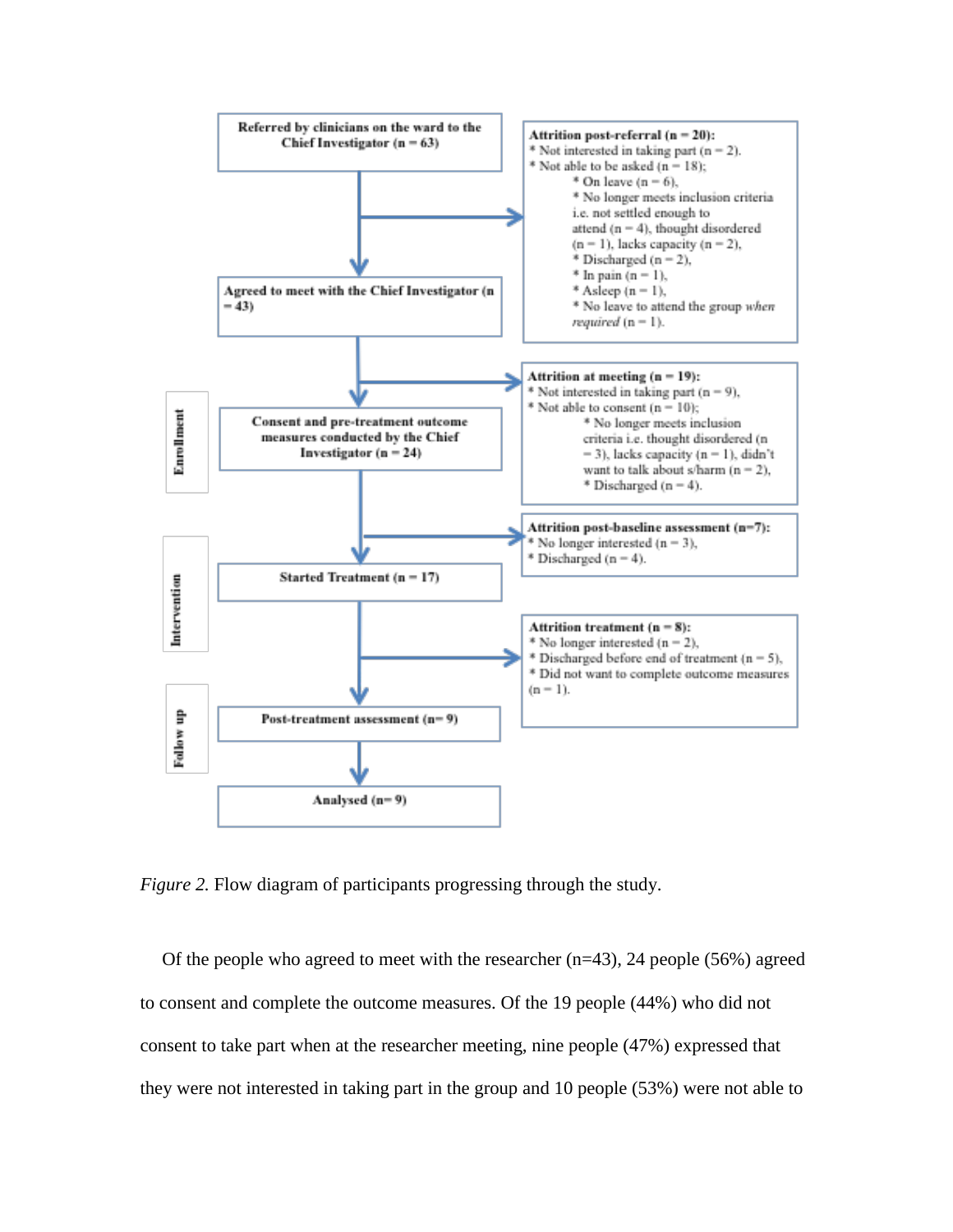Referred by clinicians on the ward to the Chief Investigator (n = 63)

Attrition post-referral (n = 20):
* Not interested in taking part (n = 2).
* Not able to be asked (n = 18);
  * On leave (n = 6),
  * No longer meets inclusion criteria i.e. not settled enough to attend (n = 4), thought disordered (n = 1), lacks capacity (n = 2),
  * Discharged (n = 2),
  * In pain (n = 1),
  * Asleep (n = 1),
  * No leave to attend the group *when required* (n = 1).

Agreed to meet with the Chief Investigator (n = 43)

Attrition at meeting (n = 19):
* Not interested in taking part (n = 9),
* Not able to consent (n = 10);
  * No longer meets inclusion criteria i.e. thought disordered (n = 3), lacks capacity (n = 1), didn't want to talk about s/harm (n = 2),
  * Discharged (n = 4).

Enrollment

Consent and pre-treatment outcome measures conducted by the Chief Investigator (n = 24)

Attrition post-baseline assessment (n=7):
* No longer interested (n = 3),
* Discharged (n = 4).

Intervention

Started Treatment (n = 17)

Attrition treatment (n = 8):
* No longer interested (n = 2),
* Discharged before end of treatment (n = 5),
* Did not want to complete outcome measures (n = 1).

Follow up

Post-treatment assessment (n= 9)

Analysed (n= 9)

*Figure 2.* Flow diagram of participants progressing through the study.

Of the people who agreed to meet with the researcher (n=43), 24 people (56%) agreed to consent and complete the outcome measures. Of the 19 people (44%) who did not consent to take part when at the researcher meeting, nine people (47%) expressed that they were not interested in taking part in the group and 10 people (53%) were not able to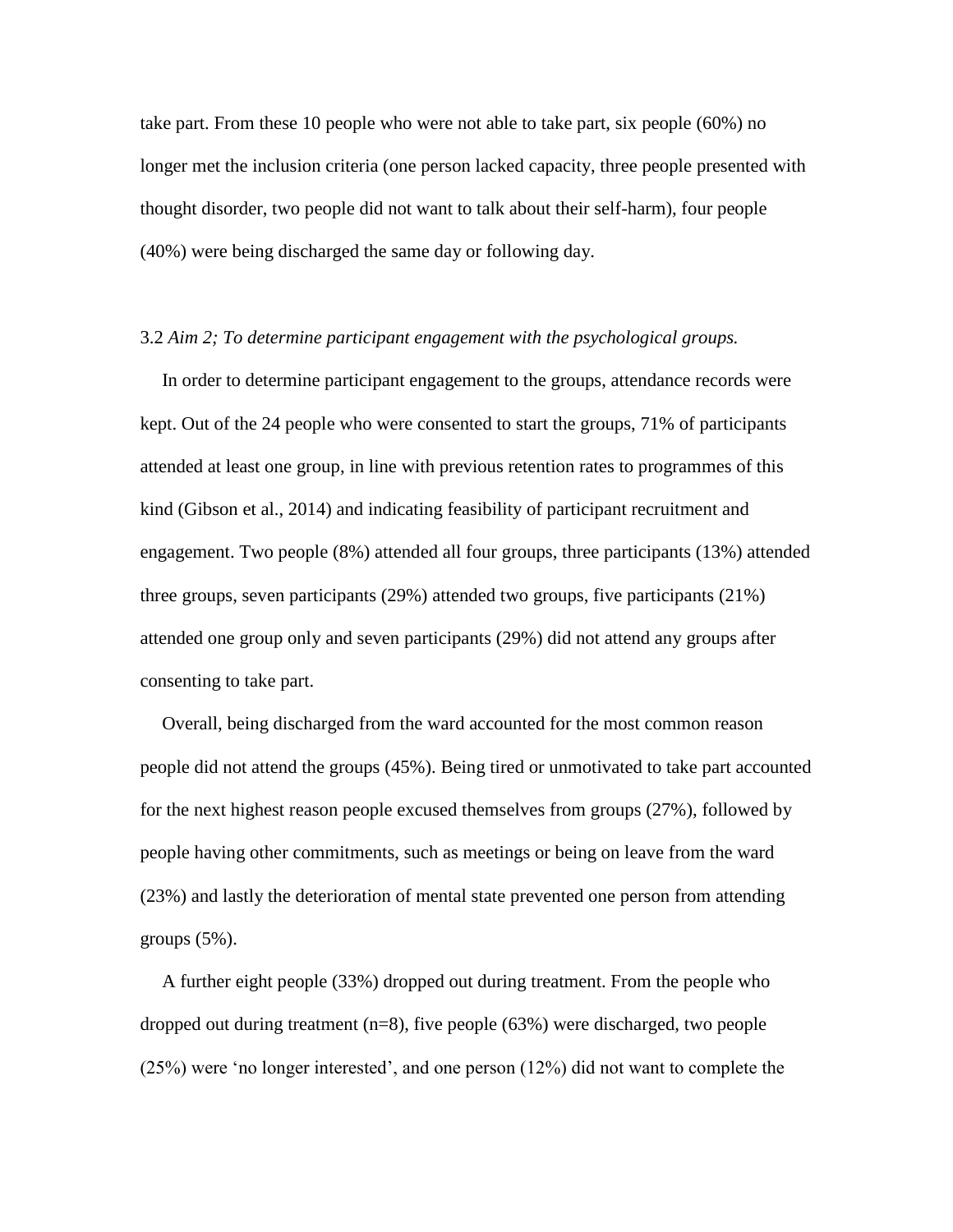take part. From these 10 people who were not able to take part, six people (60%) no longer met the inclusion criteria (one person lacked capacity, three people presented with thought disorder, two people did not want to talk about their self-harm), four people (40%) were being discharged the same day or following day.

3.2 *Aim 2; To determine participant engagement with the psychological groups.*

In order to determine participant engagement to the groups, attendance records were kept. Out of the 24 people who were consented to start the groups, 71% of participants attended at least one group, in line with previous retention rates to programmes of this kind (Gibson et al., 2014) and indicating feasibility of participant recruitment and engagement. Two people (8%) attended all four groups, three participants (13%) attended three groups, seven participants (29%) attended two groups, five participants (21%) attended one group only and seven participants (29%) did not attend any groups after consenting to take part.

Overall, being discharged from the ward accounted for the most common reason people did not attend the groups (45%). Being tired or unmotivated to take part accounted for the next highest reason people excused themselves from groups (27%), followed by people having other commitments, such as meetings or being on leave from the ward (23%) and lastly the deterioration of mental state prevented one person from attending groups (5%).

A further eight people (33%) dropped out during treatment. From the people who dropped out during treatment (n=8), five people (63%) were discharged, two people (25%) were 'no longer interested', and one person (12%) did not want to complete the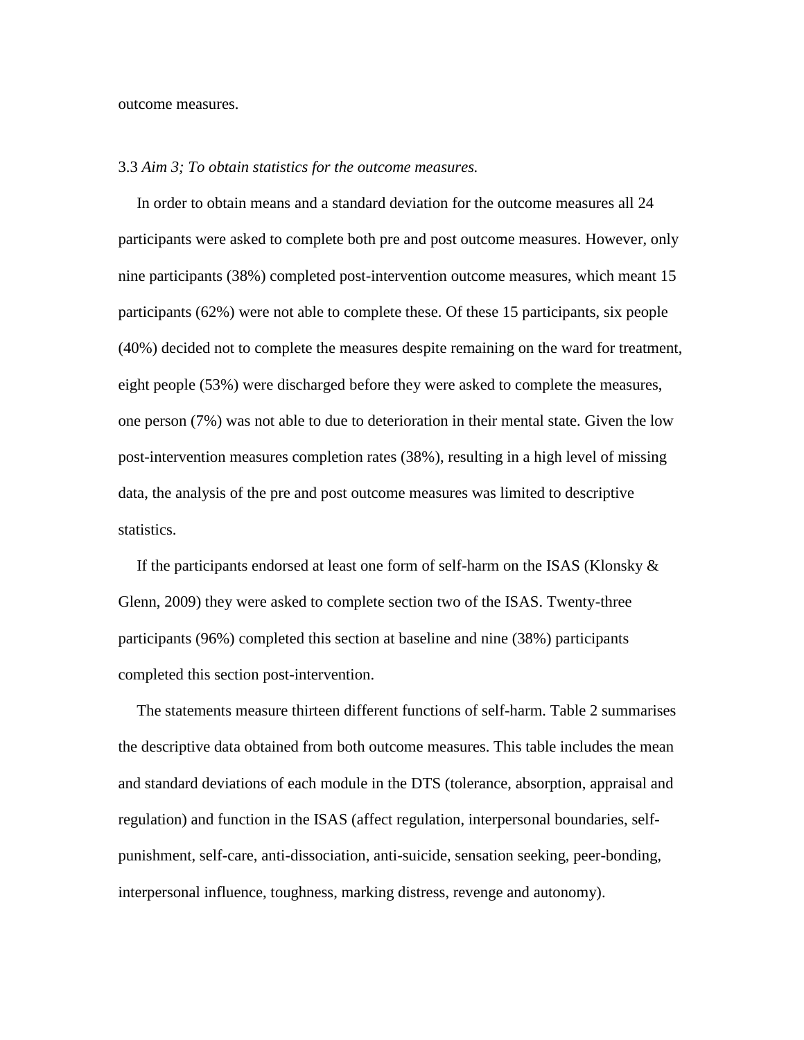outcome measures.

3.3 *Aim 3; To obtain statistics for the outcome measures.*

In order to obtain means and a standard deviation for the outcome measures all 24 participants were asked to complete both pre and post outcome measures. However, only nine participants (38%) completed post-intervention outcome measures, which meant 15 participants (62%) were not able to complete these. Of these 15 participants, six people (40%) decided not to complete the measures despite remaining on the ward for treatment, eight people (53%) were discharged before they were asked to complete the measures, one person (7%) was not able to due to deterioration in their mental state. Given the low post-intervention measures completion rates (38%), resulting in a high level of missing data, the analysis of the pre and post outcome measures was limited to descriptive statistics.

If the participants endorsed at least one form of self-harm on the ISAS (Klonsky & Glenn, 2009) they were asked to complete section two of the ISAS. Twenty-three participants (96%) completed this section at baseline and nine (38%) participants completed this section post-intervention.

The statements measure thirteen different functions of self-harm. Table 2 summarises the descriptive data obtained from both outcome measures. This table includes the mean and standard deviations of each module in the DTS (tolerance, absorption, appraisal and regulation) and function in the ISAS (affect regulation, interpersonal boundaries, self-punishment, self-care, anti-dissociation, anti-suicide, sensation seeking, peer-bonding, interpersonal influence, toughness, marking distress, revenge and autonomy).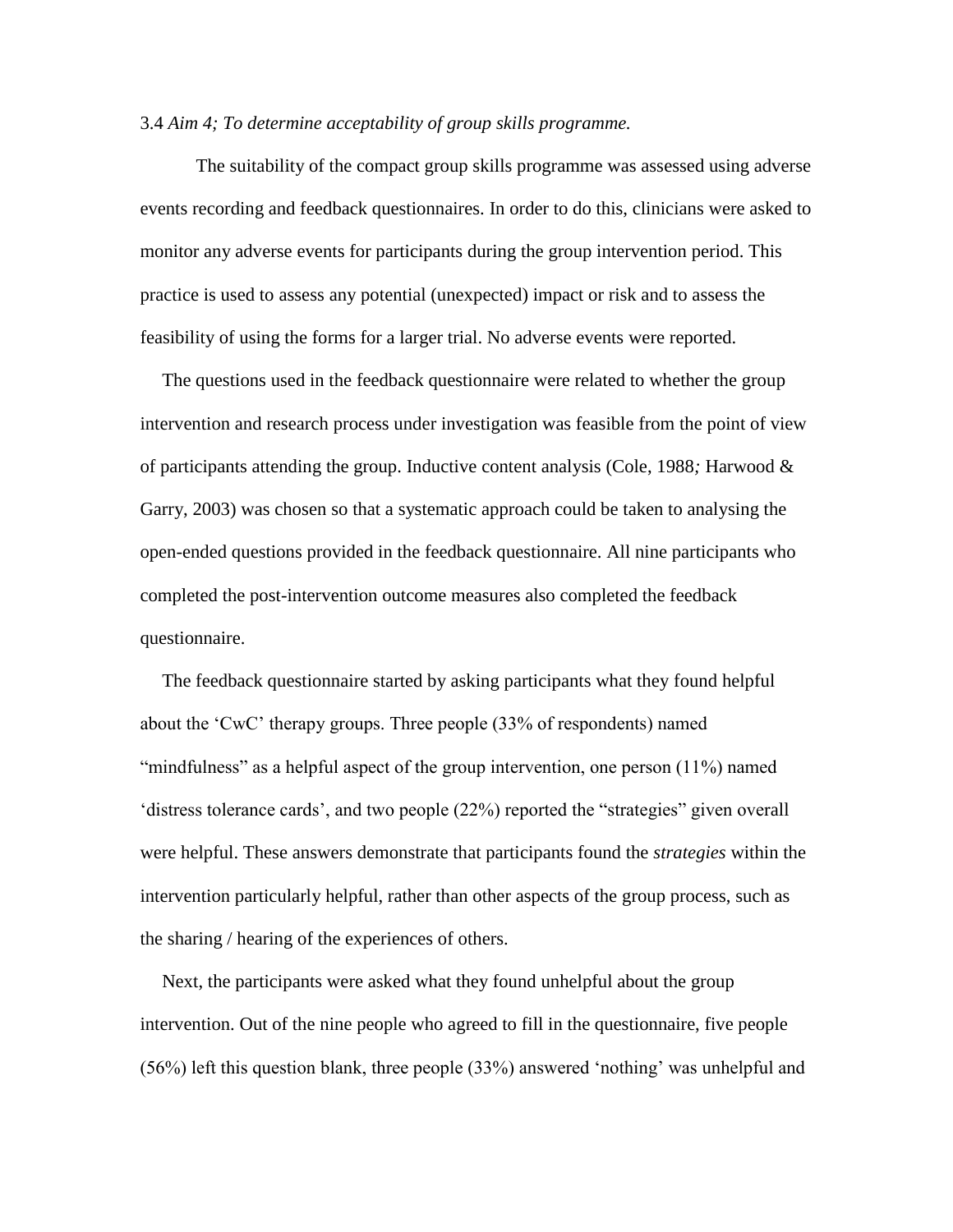3.4 *Aim 4; To determine acceptability of group skills programme.*

The suitability of the compact group skills programme was assessed using adverse events recording and feedback questionnaires. In order to do this, clinicians were asked to monitor any adverse events for participants during the group intervention period. This practice is used to assess any potential (unexpected) impact or risk and to assess the feasibility of using the forms for a larger trial. No adverse events were reported.

The questions used in the feedback questionnaire were related to whether the group intervention and research process under investigation was feasible from the point of view of participants attending the group. Inductive content analysis (Cole, 1988*;* Harwood & Garry, 2003) was chosen so that a systematic approach could be taken to analysing the open-ended questions provided in the feedback questionnaire. All nine participants who completed the post-intervention outcome measures also completed the feedback questionnaire.

The feedback questionnaire started by asking participants what they found helpful about the 'CwC' therapy groups. Three people (33% of respondents) named "mindfulness" as a helpful aspect of the group intervention, one person (11%) named 'distress tolerance cards', and two people (22%) reported the "strategies" given overall were helpful. These answers demonstrate that participants found the *strategies* within the intervention particularly helpful, rather than other aspects of the group process, such as the sharing / hearing of the experiences of others.

Next, the participants were asked what they found unhelpful about the group intervention. Out of the nine people who agreed to fill in the questionnaire, five people (56%) left this question blank, three people (33%) answered 'nothing' was unhelpful and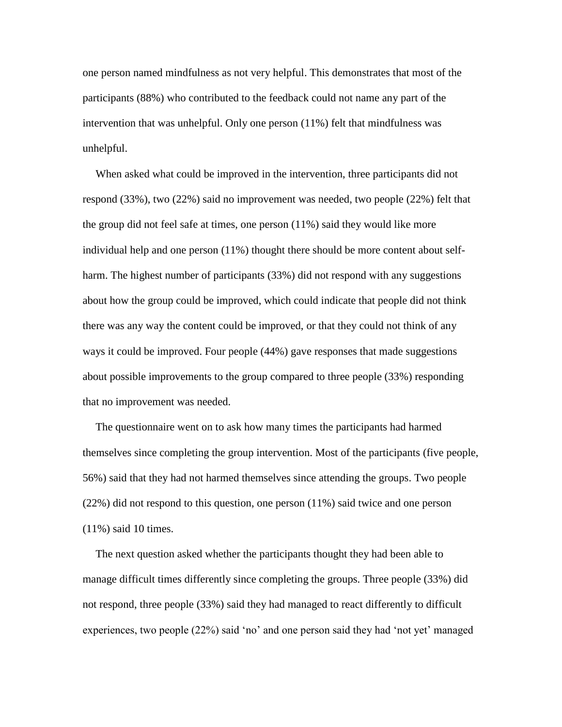one person named mindfulness as not very helpful. This demonstrates that most of the participants (88%) who contributed to the feedback could not name any part of the intervention that was unhelpful. Only one person (11%) felt that mindfulness was unhelpful.

When asked what could be improved in the intervention, three participants did not respond (33%), two (22%) said no improvement was needed, two people (22%) felt that the group did not feel safe at times, one person (11%) said they would like more individual help and one person (11%) thought there should be more content about self-harm. The highest number of participants (33%) did not respond with any suggestions about how the group could be improved, which could indicate that people did not think there was any way the content could be improved, or that they could not think of any ways it could be improved. Four people (44%) gave responses that made suggestions about possible improvements to the group compared to three people (33%) responding that no improvement was needed.

The questionnaire went on to ask how many times the participants had harmed themselves since completing the group intervention. Most of the participants (five people, 56%) said that they had not harmed themselves since attending the groups. Two people (22%) did not respond to this question, one person (11%) said twice and one person (11%) said 10 times.

The next question asked whether the participants thought they had been able to manage difficult times differently since completing the groups. Three people (33%) did not respond, three people (33%) said they had managed to react differently to difficult experiences, two people (22%) said 'no' and one person said they had 'not yet' managed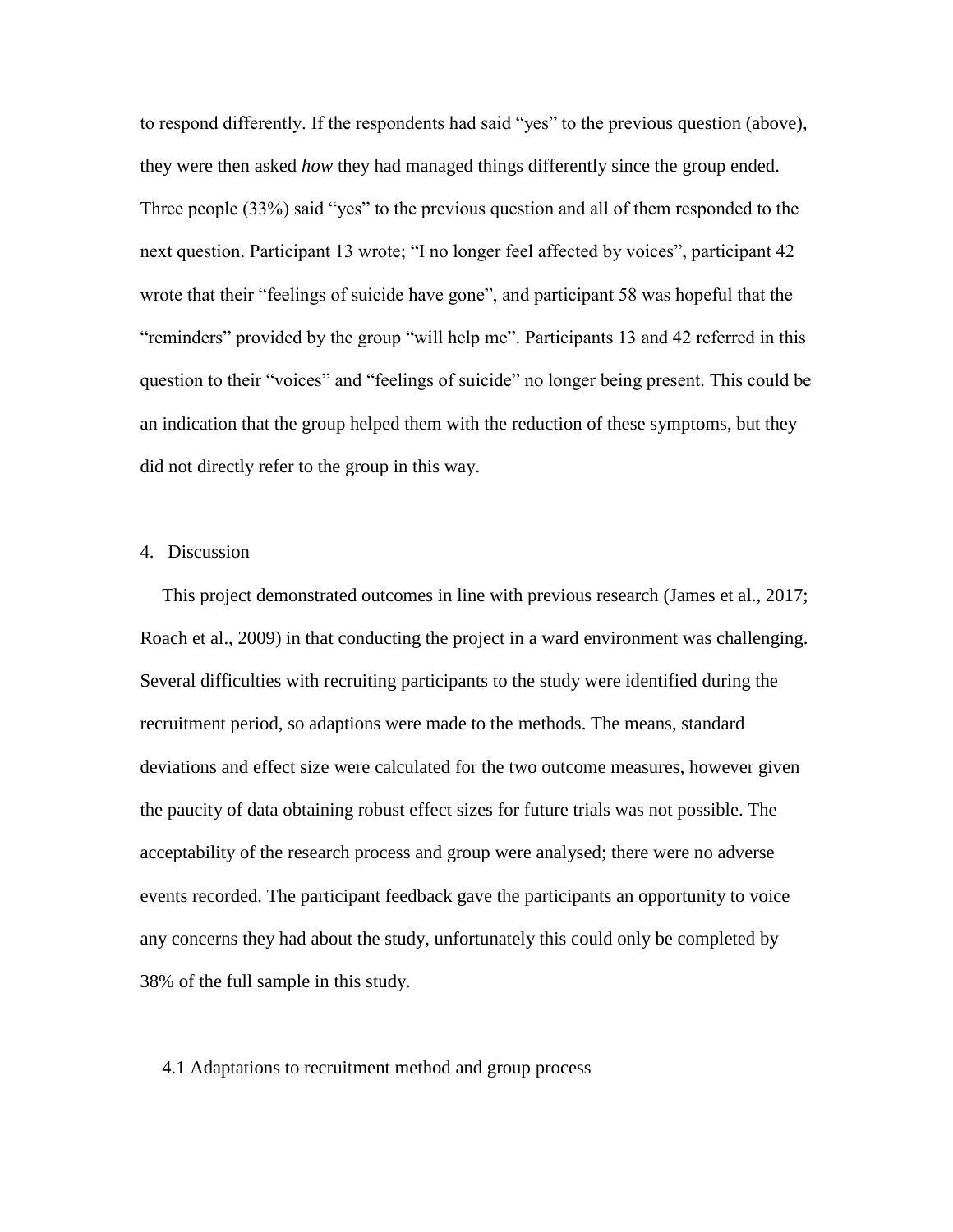to respond differently. If the respondents had said "yes" to the previous question (above), they were then asked *how* they had managed things differently since the group ended. Three people (33%) said "yes" to the previous question and all of them responded to the next question. Participant 13 wrote; "I no longer feel affected by voices", participant 42 wrote that their "feelings of suicide have gone", and participant 58 was hopeful that the "reminders" provided by the group "will help me". Participants 13 and 42 referred in this question to their "voices" and "feelings of suicide" no longer being present. This could be an indication that the group helped them with the reduction of these symptoms, but they did not directly refer to the group in this way.

## 4. Discussion

This project demonstrated outcomes in line with previous research (James et al., 2017; Roach et al., 2009) in that conducting the project in a ward environment was challenging. Several difficulties with recruiting participants to the study were identified during the recruitment period, so adaptions were made to the methods. The means, standard deviations and effect size were calculated for the two outcome measures, however given the paucity of data obtaining robust effect sizes for future trials was not possible. The acceptability of the research process and group were analysed; there were no adverse events recorded. The participant feedback gave the participants an opportunity to voice any concerns they had about the study, unfortunately this could only be completed by 38% of the full sample in this study.

### 4.1 Adaptations to recruitment method and group process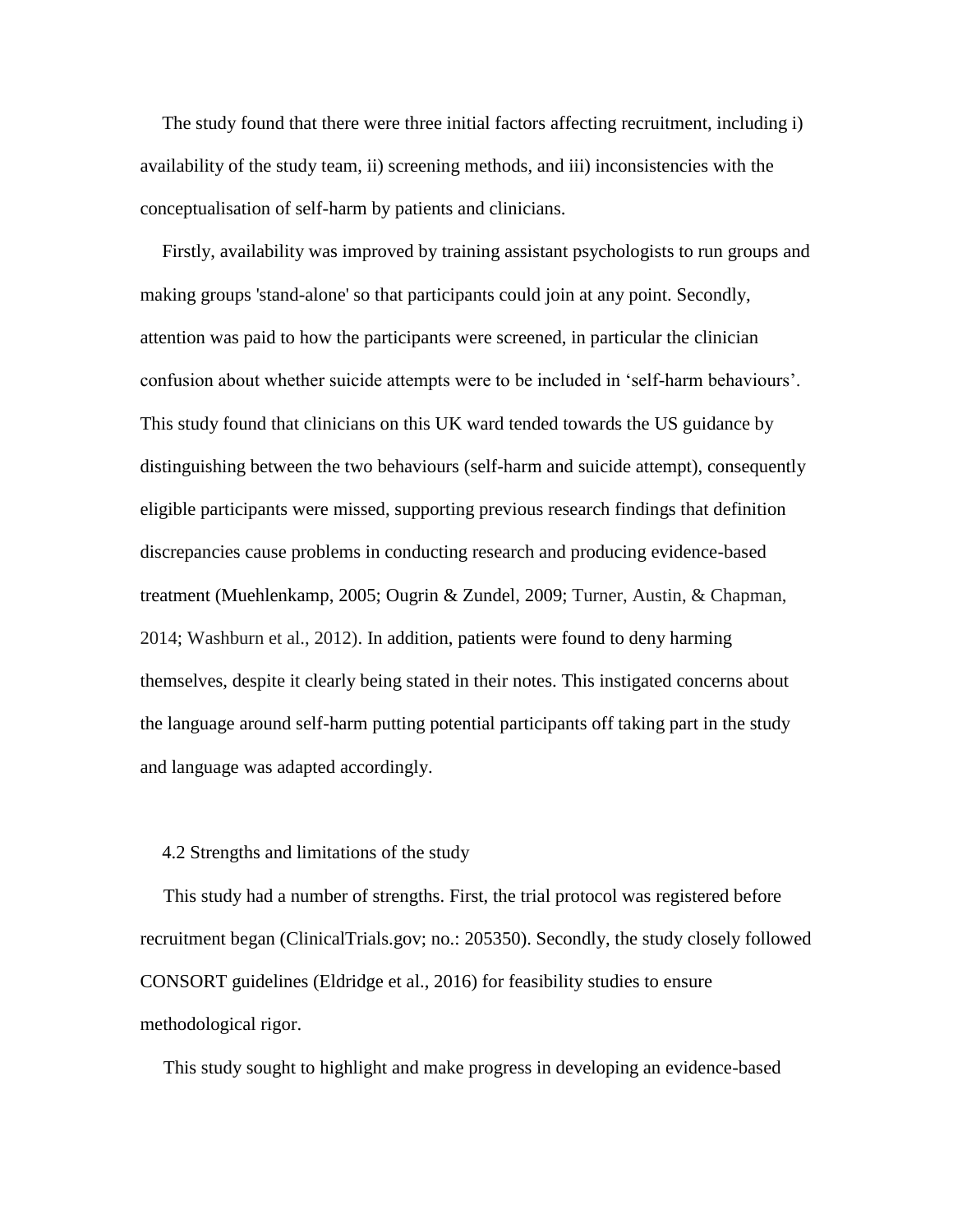The study found that there were three initial factors affecting recruitment, including i) availability of the study team, ii) screening methods, and iii) inconsistencies with the conceptualisation of self-harm by patients and clinicians.

Firstly, availability was improved by training assistant psychologists to run groups and making groups 'stand-alone' so that participants could join at any point. Secondly, attention was paid to how the participants were screened, in particular the clinician confusion about whether suicide attempts were to be included in 'self-harm behaviours'. This study found that clinicians on this UK ward tended towards the US guidance by distinguishing between the two behaviours (self-harm and suicide attempt), consequently eligible participants were missed, supporting previous research findings that definition discrepancies cause problems in conducting research and producing evidence-based treatment (Muehlenkamp, 2005; Ougrin & Zundel, 2009; Turner, Austin, & Chapman, 2014; Washburn et al., 2012). In addition, patients were found to deny harming themselves, despite it clearly being stated in their notes. This instigated concerns about the language around self-harm putting potential participants off taking part in the study and language was adapted accordingly.

### 4.2 Strengths and limitations of the study

This study had a number of strengths. First, the trial protocol was registered before recruitment began (ClinicalTrials.gov; no.: 205350). Secondly, the study closely followed CONSORT guidelines (Eldridge et al., 2016) for feasibility studies to ensure methodological rigor.

This study sought to highlight and make progress in developing an evidence-based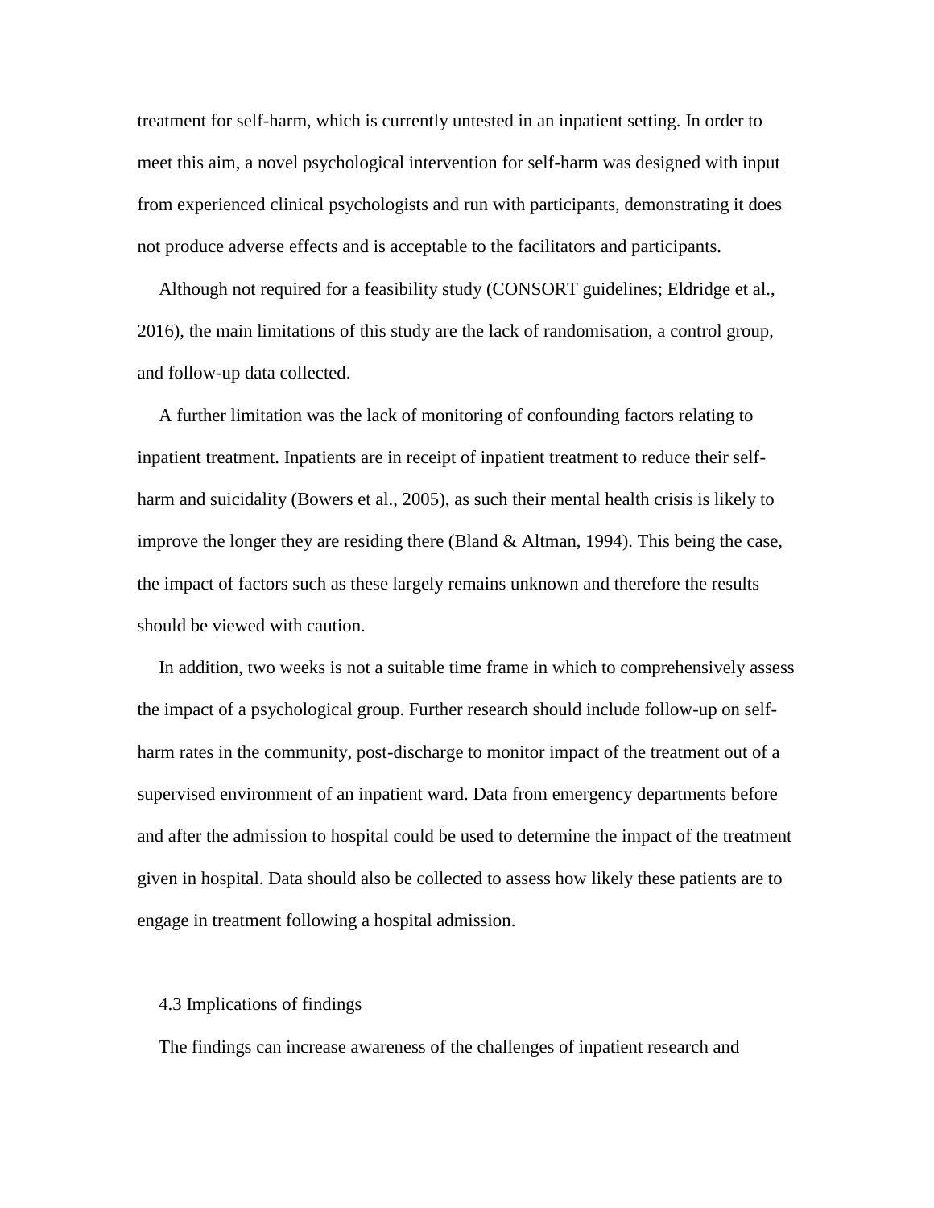treatment for self-harm, which is currently untested in an inpatient setting. In order to meet this aim, a novel psychological intervention for self-harm was designed with input from experienced clinical psychologists and run with participants, demonstrating it does not produce adverse effects and is acceptable to the facilitators and participants.

Although not required for a feasibility study (CONSORT guidelines; Eldridge et al., 2016), the main limitations of this study are the lack of randomisation, a control group, and follow-up data collected.

A further limitation was the lack of monitoring of confounding factors relating to inpatient treatment. Inpatients are in receipt of inpatient treatment to reduce their self-harm and suicidality (Bowers et al., 2005), as such their mental health crisis is likely to improve the longer they are residing there (Bland & Altman, 1994). This being the case, the impact of factors such as these largely remains unknown and therefore the results should be viewed with caution.

In addition, two weeks is not a suitable time frame in which to comprehensively assess the impact of a psychological group. Further research should include follow-up on self-harm rates in the community, post-discharge to monitor impact of the treatment out of a supervised environment of an inpatient ward. Data from emergency departments before and after the admission to hospital could be used to determine the impact of the treatment given in hospital. Data should also be collected to assess how likely these patients are to engage in treatment following a hospital admission.

### 4.3 Implications of findings

The findings can increase awareness of the challenges of inpatient research and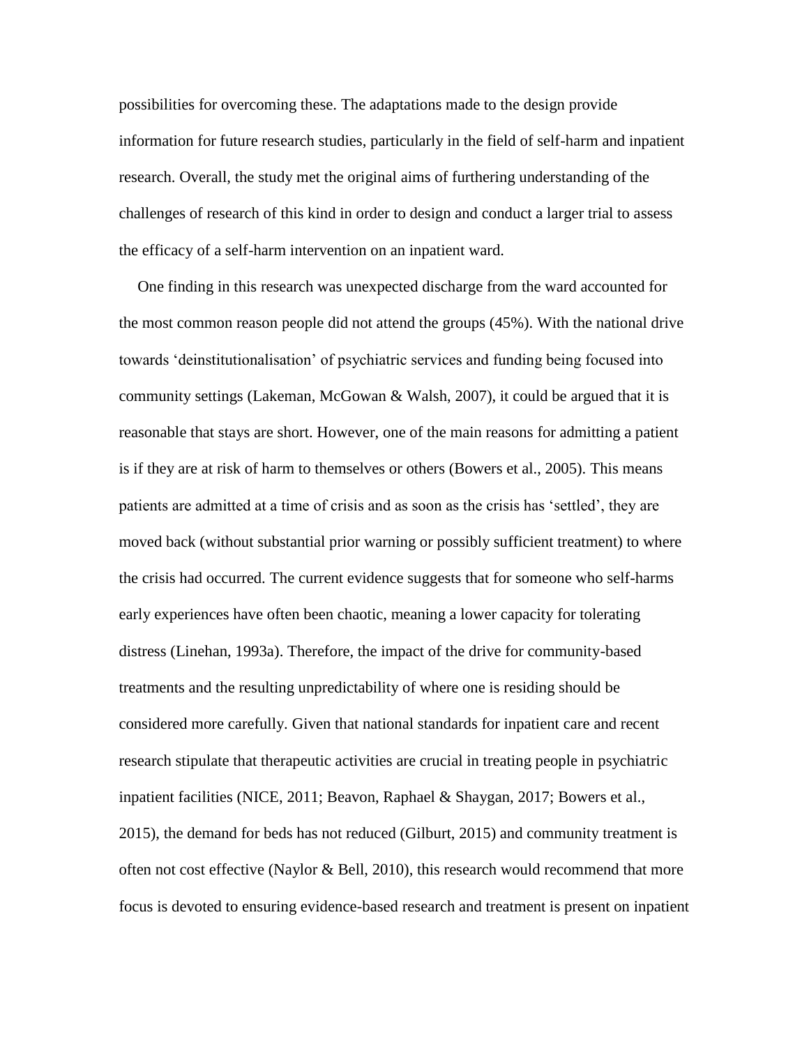possibilities for overcoming these. The adaptations made to the design provide information for future research studies, particularly in the field of self-harm and inpatient research. Overall, the study met the original aims of furthering understanding of the challenges of research of this kind in order to design and conduct a larger trial to assess the efficacy of a self-harm intervention on an inpatient ward.

One finding in this research was unexpected discharge from the ward accounted for the most common reason people did not attend the groups (45%). With the national drive towards 'deinstitutionalisation' of psychiatric services and funding being focused into community settings (Lakeman, McGowan & Walsh, 2007), it could be argued that it is reasonable that stays are short. However, one of the main reasons for admitting a patient is if they are at risk of harm to themselves or others (Bowers et al., 2005). This means patients are admitted at a time of crisis and as soon as the crisis has 'settled', they are moved back (without substantial prior warning or possibly sufficient treatment) to where the crisis had occurred. The current evidence suggests that for someone who self-harms early experiences have often been chaotic, meaning a lower capacity for tolerating distress (Linehan, 1993a). Therefore, the impact of the drive for community-based treatments and the resulting unpredictability of where one is residing should be considered more carefully. Given that national standards for inpatient care and recent research stipulate that therapeutic activities are crucial in treating people in psychiatric inpatient facilities (NICE, 2011; Beavon, Raphael & Shaygan, 2017; Bowers et al., 2015), the demand for beds has not reduced (Gilburt, 2015) and community treatment is often not cost effective (Naylor & Bell, 2010), this research would recommend that more focus is devoted to ensuring evidence-based research and treatment is present on inpatient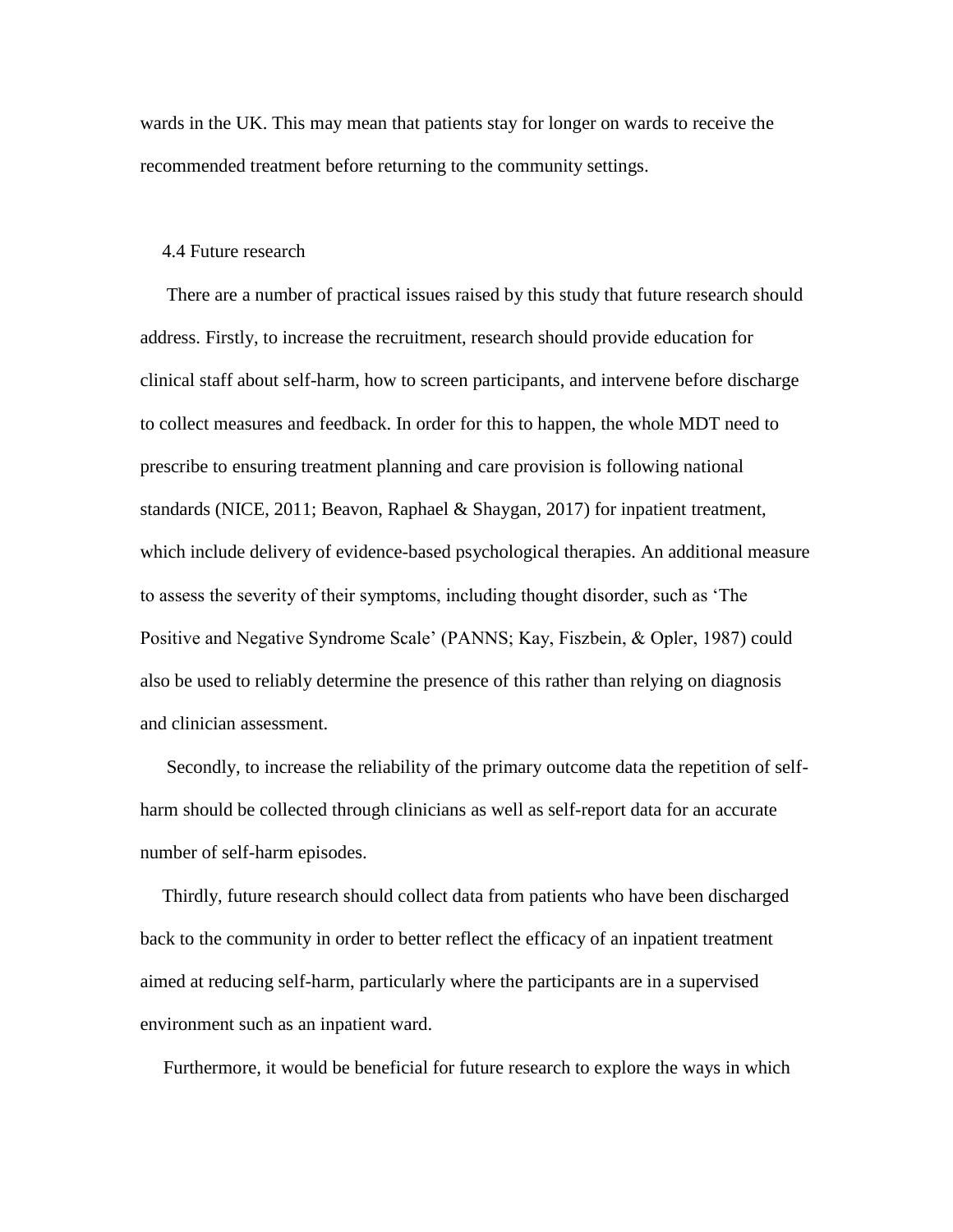wards in the UK. This may mean that patients stay for longer on wards to receive the recommended treatment before returning to the community settings.

### 4.4 Future research

There are a number of practical issues raised by this study that future research should address. Firstly, to increase the recruitment, research should provide education for clinical staff about self-harm, how to screen participants, and intervene before discharge to collect measures and feedback. In order for this to happen, the whole MDT need to prescribe to ensuring treatment planning and care provision is following national standards (NICE, 2011; Beavon, Raphael & Shaygan, 2017) for inpatient treatment, which include delivery of evidence-based psychological therapies. An additional measure to assess the severity of their symptoms, including thought disorder, such as 'The Positive and Negative Syndrome Scale' (PANNS; Kay, Fiszbein, & Opler, 1987) could also be used to reliably determine the presence of this rather than relying on diagnosis and clinician assessment.

Secondly, to increase the reliability of the primary outcome data the repetition of self-harm should be collected through clinicians as well as self-report data for an accurate number of self-harm episodes.

Thirdly, future research should collect data from patients who have been discharged back to the community in order to better reflect the efficacy of an inpatient treatment aimed at reducing self-harm, particularly where the participants are in a supervised environment such as an inpatient ward.

Furthermore, it would be beneficial for future research to explore the ways in which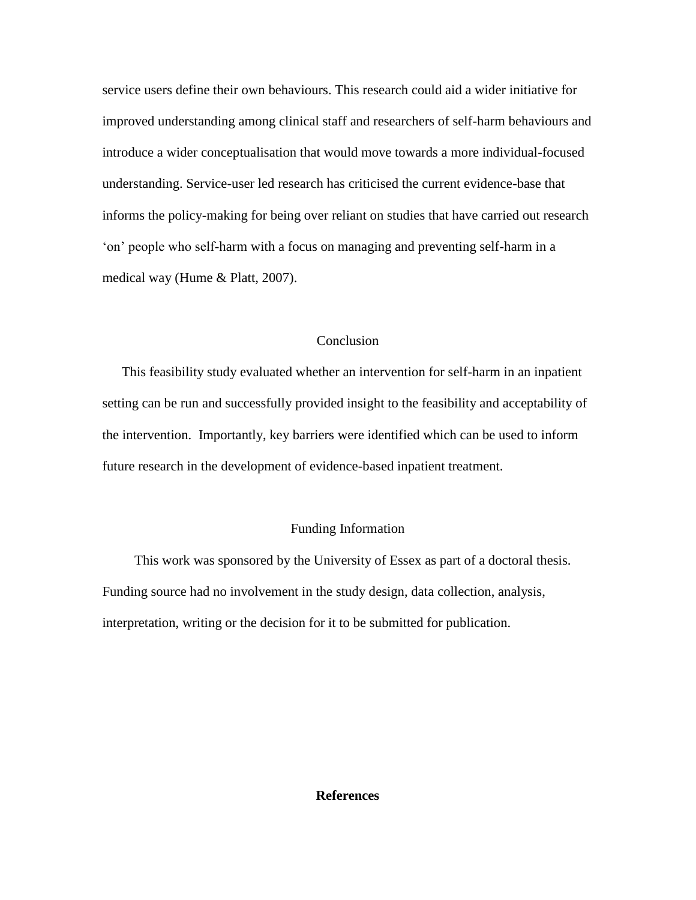service users define their own behaviours. This research could aid a wider initiative for improved understanding among clinical staff and researchers of self-harm behaviours and introduce a wider conceptualisation that would move towards a more individual-focused understanding. Service-user led research has criticised the current evidence-base that informs the policy-making for being over reliant on studies that have carried out research 'on' people who self-harm with a focus on managing and preventing self-harm in a medical way (Hume & Platt, 2007).

## Conclusion

This feasibility study evaluated whether an intervention for self-harm in an inpatient setting can be run and successfully provided insight to the feasibility and acceptability of the intervention. Importantly, key barriers were identified which can be used to inform future research in the development of evidence-based inpatient treatment.

## Funding Information

This work was sponsored by the University of Essex as part of a doctoral thesis. Funding source had no involvement in the study design, data collection, analysis, interpretation, writing or the decision for it to be submitted for publication.

## **References**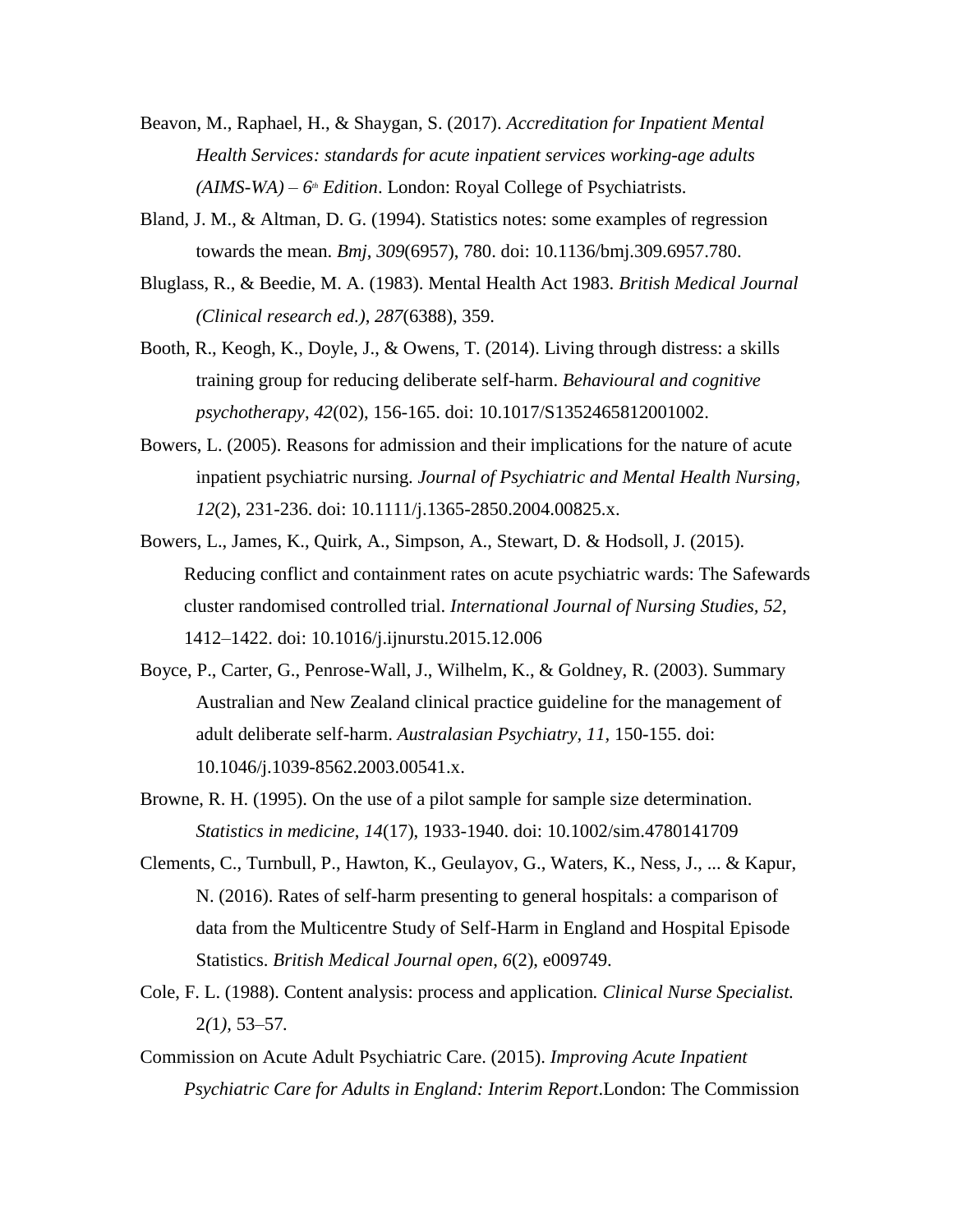Beavon, M., Raphael, H., & Shaygan, S. (2017). *Accreditation for Inpatient Mental Health Services: standards for acute inpatient services working-age adults (AIMS-WA) – 6th Edition*. London: Royal College of Psychiatrists.

Bland, J. M., & Altman, D. G. (1994). Statistics notes: some examples of regression towards the mean. *Bmj*, *309*(6957), 780. doi: 10.1136/bmj.309.6957.780.

Bluglass, R., & Beedie, M. A. (1983). Mental Health Act 1983. *British Medical Journal (Clinical research ed.)*, *287*(6388), 359.

Booth, R., Keogh, K., Doyle, J., & Owens, T. (2014). Living through distress: a skills training group for reducing deliberate self-harm. *Behavioural and cognitive psychotherapy*, *42*(02), 156-165. doi: 10.1017/S1352465812001002.

Bowers, L. (2005). Reasons for admission and their implications for the nature of acute inpatient psychiatric nursing. *Journal of Psychiatric and Mental Health Nursing, 12*(2), 231-236. doi: 10.1111/j.1365-2850.2004.00825.x.

Bowers, L., James, K., Quirk, A., Simpson, A., Stewart, D. & Hodsoll, J. (2015). Reducing conflict and containment rates on acute psychiatric wards: The Safewards cluster randomised controlled trial. *International Journal of Nursing Studies, 52*, 1412–1422. doi: 10.1016/j.ijnurstu.2015.12.006

Boyce, P., Carter, G., Penrose-Wall, J., Wilhelm, K., & Goldney, R. (2003). Summary Australian and New Zealand clinical practice guideline for the management of adult deliberate self-harm. *Australasian Psychiatry, 11,* 150-155. doi: 10.1046/j.1039-8562.2003.00541.x.

Browne, R. H. (1995). On the use of a pilot sample for sample size determination. *Statistics in medicine*, *14*(17), 1933-1940. doi: 10.1002/sim.4780141709

Clements, C., Turnbull, P., Hawton, K., Geulayov, G., Waters, K., Ness, J., ... & Kapur, N. (2016). Rates of self-harm presenting to general hospitals: a comparison of data from the Multicentre Study of Self-Harm in England and Hospital Episode Statistics. *British Medical Journal open*, *6*(2), e009749.

Cole, F. L. (1988). Content analysis: process and application*. Clinical Nurse Specialist.* 2*(1),* 53–57*.*

Commission on Acute Adult Psychiatric Care. (2015). *Improving Acute Inpatient Psychiatric Care for Adults in England: Interim Report*.London: The Commission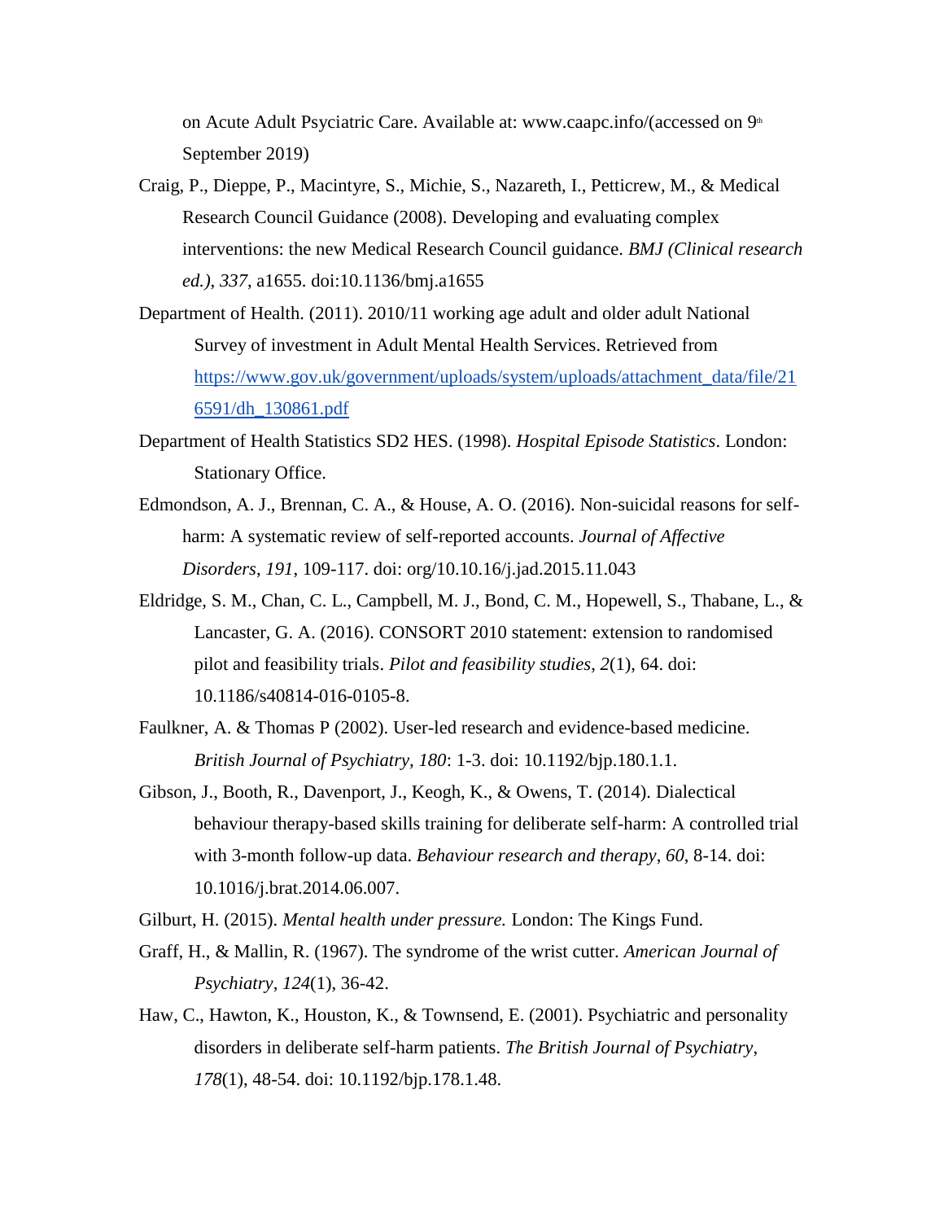on Acute Adult Psyciatric Care. Available at: www.caapc.info/(accessed on 9th September 2019)

Craig, P., Dieppe, P., Macintyre, S., Michie, S., Nazareth, I., Petticrew, M., & Medical Research Council Guidance (2008). Developing and evaluating complex interventions: the new Medical Research Council guidance. *BMJ (Clinical research ed.)*, *337*, a1655. doi:10.1136/bmj.a1655

Department of Health. (2011). 2010/11 working age adult and older adult National Survey of investment in Adult Mental Health Services. Retrieved from https://www.gov.uk/government/uploads/system/uploads/attachment_data/file/216591/dh_130861.pdf

Department of Health Statistics SD2 HES. (1998). *Hospital Episode Statistics*. London: Stationary Office.

Edmondson, A. J., Brennan, C. A., & House, A. O. (2016). Non-suicidal reasons for self-harm: A systematic review of self-reported accounts. *Journal of Affective Disorders*, *191*, 109-117. doi: org/10.10.16/j.jad.2015.11.043

Eldridge, S. M., Chan, C. L., Campbell, M. J., Bond, C. M., Hopewell, S., Thabane, L., & Lancaster, G. A. (2016). CONSORT 2010 statement: extension to randomised pilot and feasibility trials. *Pilot and feasibility studies*, *2*(1), 64. doi: 10.1186/s40814-016-0105-8.

Faulkner, A. & Thomas P (2002). User-led research and evidence-based medicine. *British Journal of Psychiatry, 180*: 1-3. doi: 10.1192/bjp.180.1.1.

Gibson, J., Booth, R., Davenport, J., Keogh, K., & Owens, T. (2014). Dialectical behaviour therapy-based skills training for deliberate self-harm: A controlled trial with 3-month follow-up data. *Behaviour research and therapy*, *60*, 8-14. doi: 10.1016/j.brat.2014.06.007.

Gilburt, H. (2015). *Mental health under pressure.* London: The Kings Fund.

Graff, H., & Mallin, R. (1967). The syndrome of the wrist cutter. *American Journal of Psychiatry*, *124*(1), 36-42.

Haw, C., Hawton, K., Houston, K., & Townsend, E. (2001). Psychiatric and personality disorders in deliberate self-harm patients. *The British Journal of Psychiatry*, *178*(1), 48-54. doi: 10.1192/bjp.178.1.48.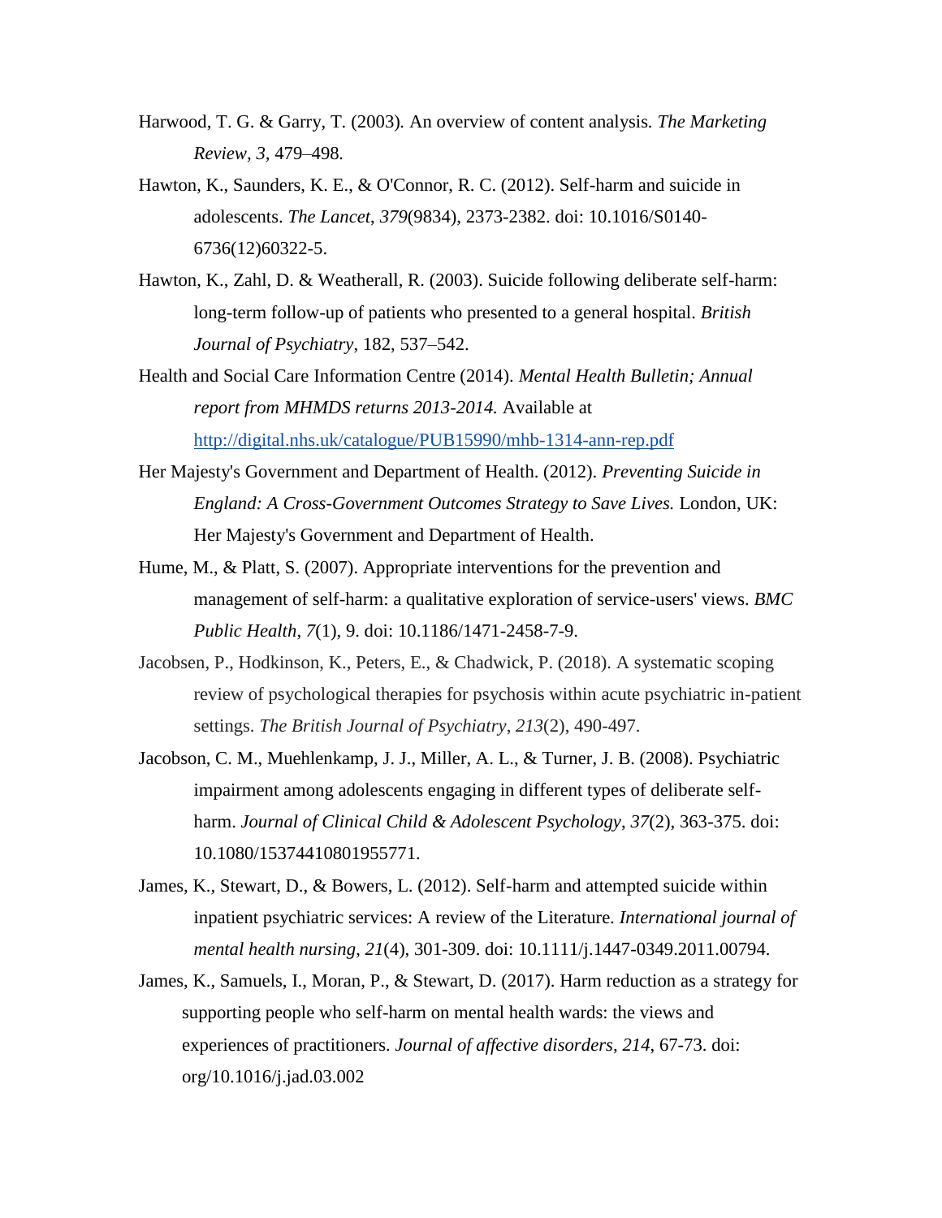Harwood, T. G. & Garry, T. (2003). An overview of content analysis. *The Marketing Review, 3*, 479–498.

Hawton, K., Saunders, K. E., & O'Connor, R. C. (2012). Self-harm and suicide in adolescents. *The Lancet*, *379*(9834), 2373-2382. doi: 10.1016/S0140-6736(12)60322-5.

Hawton, K., Zahl, D. & Weatherall, R. (2003). Suicide following deliberate self-harm: long-term follow-up of patients who presented to a general hospital. *British Journal of Psychiatry*, 182, 537–542.

Health and Social Care Information Centre (2014). *Mental Health Bulletin; Annual report from MHMDS returns 2013-2014.* Available at http://digital.nhs.uk/catalogue/PUB15990/mhb-1314-ann-rep.pdf

Her Majesty's Government and Department of Health. (2012). *Preventing Suicide in England: A Cross-Government Outcomes Strategy to Save Lives.* London, UK: Her Majesty's Government and Department of Health.

Hume, M., & Platt, S. (2007). Appropriate interventions for the prevention and management of self-harm: a qualitative exploration of service-users' views. *BMC Public Health*, *7*(1), 9. doi: 10.1186/1471-2458-7-9.

Jacobsen, P., Hodkinson, K., Peters, E., & Chadwick, P. (2018). A systematic scoping review of psychological therapies for psychosis within acute psychiatric in-patient settings. *The British Journal of Psychiatry*, *213*(2), 490-497.

Jacobson, C. M., Muehlenkamp, J. J., Miller, A. L., & Turner, J. B. (2008). Psychiatric impairment among adolescents engaging in different types of deliberate self-harm. *Journal of Clinical Child & Adolescent Psychology*, *37*(2), 363-375. doi: 10.1080/15374410801955771.

James, K., Stewart, D., & Bowers, L. (2012). Self-harm and attempted suicide within inpatient psychiatric services: A review of the Literature. *International journal of mental health nursing*, *21*(4), 301-309. doi: 10.1111/j.1447-0349.2011.00794.

James, K., Samuels, I., Moran, P., & Stewart, D. (2017). Harm reduction as a strategy for supporting people who self-harm on mental health wards: the views and experiences of practitioners. *Journal of affective disorders*, *214*, 67-73. doi: org/10.1016/j.jad.03.002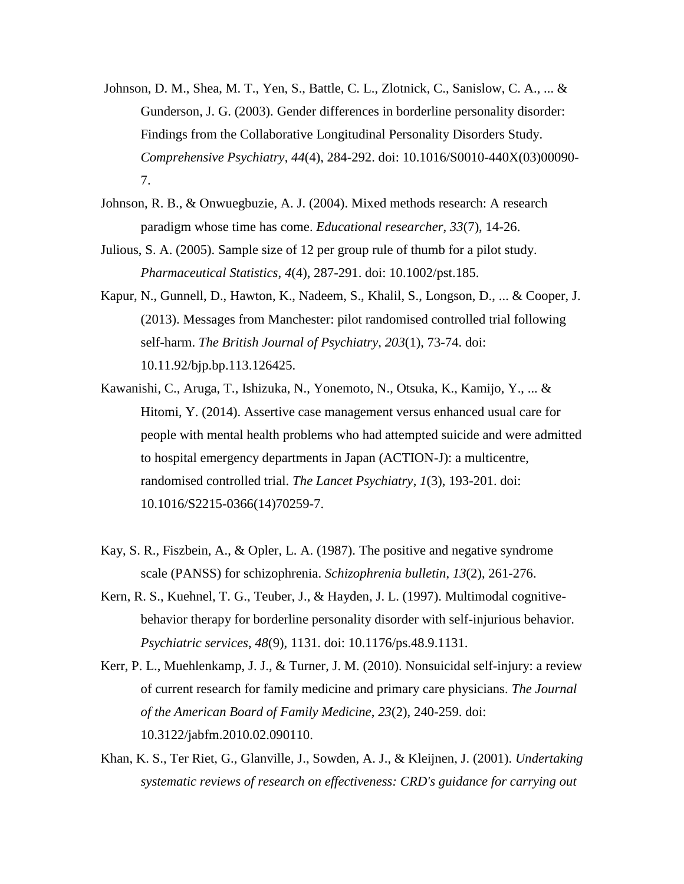Johnson, D. M., Shea, M. T., Yen, S., Battle, C. L., Zlotnick, C., Sanislow, C. A., ... & Gunderson, J. G. (2003). Gender differences in borderline personality disorder: Findings from the Collaborative Longitudinal Personality Disorders Study. *Comprehensive Psychiatry*, *44*(4), 284-292. doi: 10.1016/S0010-440X(03)00090-7.

Johnson, R. B., & Onwuegbuzie, A. J. (2004). Mixed methods research: A research paradigm whose time has come. *Educational researcher*, *33*(7), 14-26.

Julious, S. A. (2005). Sample size of 12 per group rule of thumb for a pilot study. *Pharmaceutical Statistics*, *4*(4), 287-291. doi: 10.1002/pst.185.

Kapur, N., Gunnell, D., Hawton, K., Nadeem, S., Khalil, S., Longson, D., ... & Cooper, J. (2013). Messages from Manchester: pilot randomised controlled trial following self-harm. *The British Journal of Psychiatry*, *203*(1), 73-74. doi: 10.11.92/bjp.bp.113.126425.

Kawanishi, C., Aruga, T., Ishizuka, N., Yonemoto, N., Otsuka, K., Kamijo, Y., ... & Hitomi, Y. (2014). Assertive case management versus enhanced usual care for people with mental health problems who had attempted suicide and were admitted to hospital emergency departments in Japan (ACTION-J): a multicentre, randomised controlled trial. *The Lancet Psychiatry*, *1*(3), 193-201. doi: 10.1016/S2215-0366(14)70259-7.

Kay, S. R., Fiszbein, A., & Opler, L. A. (1987). The positive and negative syndrome scale (PANSS) for schizophrenia. *Schizophrenia bulletin*, *13*(2), 261-276.

Kern, R. S., Kuehnel, T. G., Teuber, J., & Hayden, J. L. (1997). Multimodal cognitive-behavior therapy for borderline personality disorder with self-injurious behavior. *Psychiatric services*, *48*(9), 1131. doi: 10.1176/ps.48.9.1131.

Kerr, P. L., Muehlenkamp, J. J., & Turner, J. M. (2010). Nonsuicidal self-injury: a review of current research for family medicine and primary care physicians. *The Journal of the American Board of Family Medicine*, *23*(2), 240-259. doi: 10.3122/jabfm.2010.02.090110.

Khan, K. S., Ter Riet, G., Glanville, J., Sowden, A. J., & Kleijnen, J. (2001). *Undertaking systematic reviews of research on effectiveness: CRD's guidance for carrying out*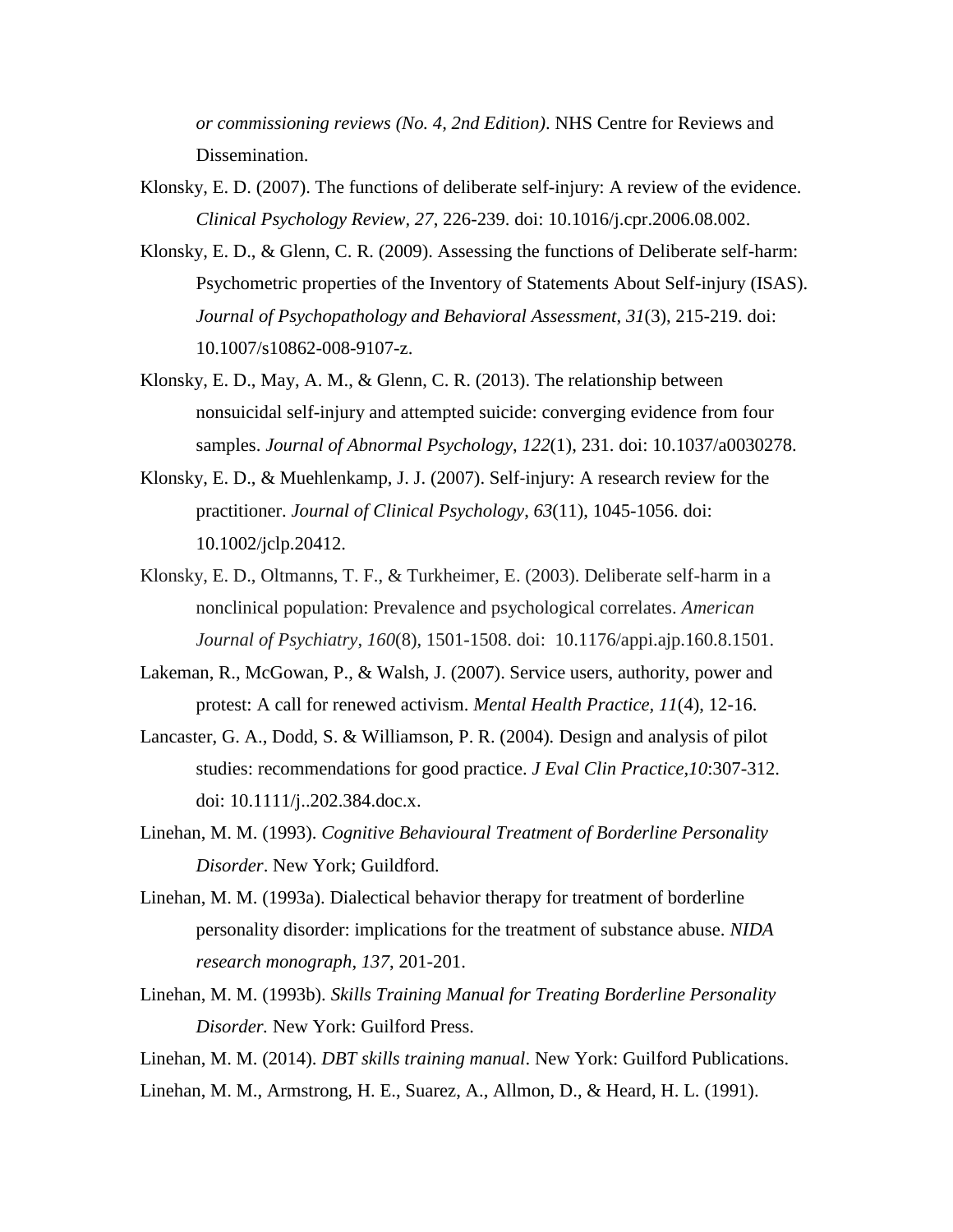*or commissioning reviews (No. 4, 2nd Edition)*. NHS Centre for Reviews and Dissemination.

Klonsky, E. D. (2007). The functions of deliberate self-injury: A review of the evidence. *Clinical Psychology Review*, *27*, 226-239. doi: 10.1016/j.cpr.2006.08.002.

Klonsky, E. D., & Glenn, C. R. (2009). Assessing the functions of Deliberate self-harm: Psychometric properties of the Inventory of Statements About Self-injury (ISAS). *Journal of Psychopathology and Behavioral Assessment*, *31*(3), 215-219. doi: 10.1007/s10862-008-9107-z.

Klonsky, E. D., May, A. M., & Glenn, C. R. (2013). The relationship between nonsuicidal self-injury and attempted suicide: converging evidence from four samples. *Journal of Abnormal Psychology*, *122*(1), 231. doi: 10.1037/a0030278.

Klonsky, E. D., & Muehlenkamp, J. J. (2007). Self-injury: A research review for the practitioner. *Journal of Clinical Psychology*, *63*(11), 1045-1056. doi: 10.1002/jclp.20412.

Klonsky, E. D., Oltmanns, T. F., & Turkheimer, E. (2003). Deliberate self-harm in a nonclinical population: Prevalence and psychological correlates. *American Journal of Psychiatry*, *160*(8), 1501-1508. doi: 10.1176/appi.ajp.160.8.1501.

Lakeman, R., McGowan, P., & Walsh, J. (2007). Service users, authority, power and protest: A call for renewed activism. *Mental Health Practice, 11*(4), 12-16.

Lancaster, G. A., Dodd, S. & Williamson, P. R. (2004). Design and analysis of pilot studies: recommendations for good practice. *J Eval Clin Practice,10*:307-312. doi: 10.1111/j..202.384.doc.x.

Linehan, M. M. (1993). *Cognitive Behavioural Treatment of Borderline Personality Disorder*. New York; Guildford.

Linehan, M. M. (1993a). Dialectical behavior therapy for treatment of borderline personality disorder: implications for the treatment of substance abuse. *NIDA research monograph*, *137*, 201-201.

Linehan, M. M. (1993b). *Skills Training Manual for Treating Borderline Personality Disorder.* New York: Guilford Press.

Linehan, M. M. (2014). *DBT skills training manual*. New York: Guilford Publications.

Linehan, M. M., Armstrong, H. E., Suarez, A., Allmon, D., & Heard, H. L. (1991).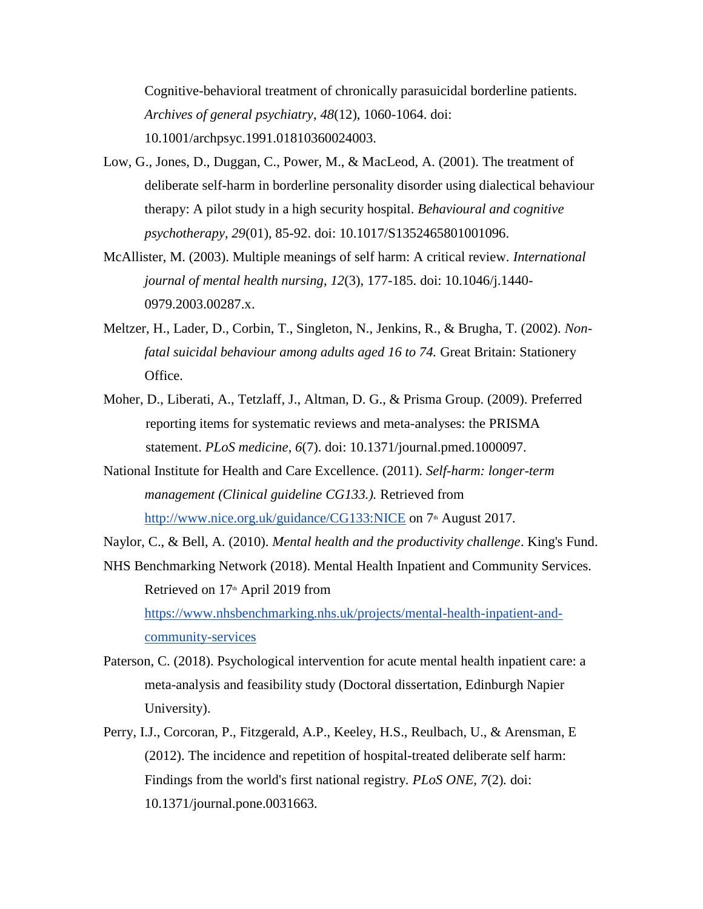Cognitive-behavioral treatment of chronically parasuicidal borderline patients. *Archives of general psychiatry*, *48*(12), 1060-1064. doi: 10.1001/archpsyc.1991.01810360024003.

Low, G., Jones, D., Duggan, C., Power, M., & MacLeod, A. (2001). The treatment of deliberate self-harm in borderline personality disorder using dialectical behaviour therapy: A pilot study in a high security hospital. *Behavioural and cognitive psychotherapy, 29*(01), 85-92. doi: 10.1017/S1352465801001096.

McAllister, M. (2003). Multiple meanings of self harm: A critical review. *International journal of mental health nursing*, *12*(3), 177-185. doi: 10.1046/j.1440-0979.2003.00287.x.

Meltzer, H., Lader, D., Corbin, T., Singleton, N., Jenkins, R., & Brugha, T. (2002). *Non-fatal suicidal behaviour among adults aged 16 to 74.* Great Britain: Stationery Office.

Moher, D., Liberati, A., Tetzlaff, J., Altman, D. G., & Prisma Group. (2009). Preferred reporting items for systematic reviews and meta-analyses: the PRISMA statement. *PLoS medicine*, *6*(7). doi: 10.1371/journal.pmed.1000097.

National Institute for Health and Care Excellence. (2011). *Self-harm: longer-term management (Clinical guideline CG133.).* Retrieved from http://www.nice.org.uk/guidance/CG133:NICE on 7th August 2017.

Naylor, C., & Bell, A. (2010). *Mental health and the productivity challenge*. King's Fund.

NHS Benchmarking Network (2018). Mental Health Inpatient and Community Services. Retrieved on 17th April 2019 from https://www.nhsbenchmarking.nhs.uk/projects/mental-health-inpatient-and-community-services

Paterson, C. (2018). Psychological intervention for acute mental health inpatient care: a meta-analysis and feasibility study (Doctoral dissertation, Edinburgh Napier University).

Perry, I.J., Corcoran, P., Fitzgerald, A.P., Keeley, H.S., Reulbach, U., & Arensman, E (2012). The incidence and repetition of hospital-treated deliberate self harm: Findings from the world's first national registry. *PLoS ONE, 7*(2)*.* doi: 10.1371/journal.pone.0031663.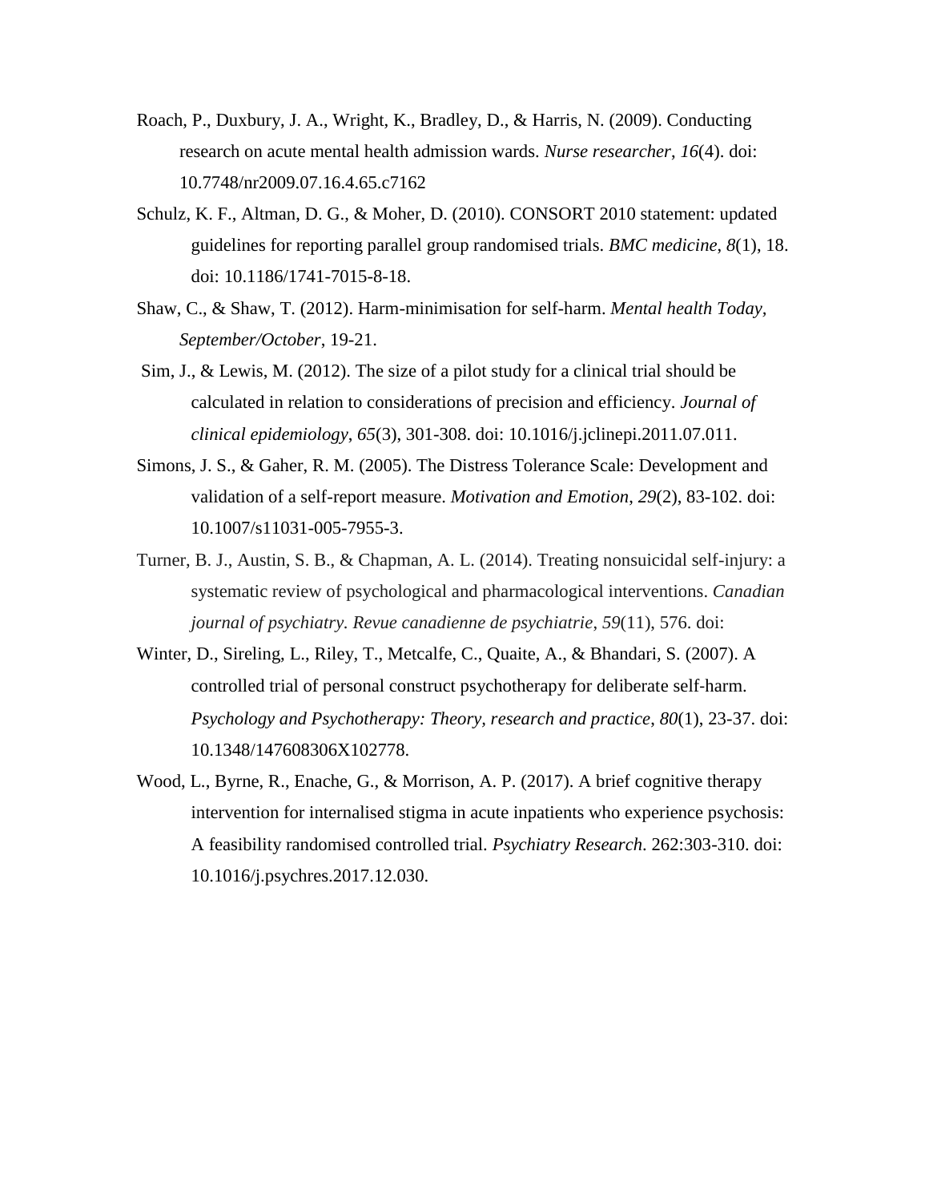Roach, P., Duxbury, J. A., Wright, K., Bradley, D., & Harris, N. (2009). Conducting research on acute mental health admission wards. *Nurse researcher*, *16*(4). doi: 10.7748/nr2009.07.16.4.65.c7162

Schulz, K. F., Altman, D. G., & Moher, D. (2010). CONSORT 2010 statement: updated guidelines for reporting parallel group randomised trials. *BMC medicine*, *8*(1), 18. doi: 10.1186/1741-7015-8-18.

Shaw, C., & Shaw, T. (2012). Harm-minimisation for self-harm. *Mental health Today, September/October*, 19-21.

Sim, J., & Lewis, M. (2012). The size of a pilot study for a clinical trial should be calculated in relation to considerations of precision and efficiency. *Journal of clinical epidemiology*, *65*(3), 301-308. doi: 10.1016/j.jclinepi.2011.07.011.

Simons, J. S., & Gaher, R. M. (2005). The Distress Tolerance Scale: Development and validation of a self-report measure. *Motivation and Emotion*, *29*(2), 83-102. doi: 10.1007/s11031-005-7955-3.

Turner, B. J., Austin, S. B., & Chapman, A. L. (2014). Treating nonsuicidal self-injury: a systematic review of psychological and pharmacological interventions. *Canadian journal of psychiatry. Revue canadienne de psychiatrie*, *59*(11), 576. doi:

Winter, D., Sireling, L., Riley, T., Metcalfe, C., Quaite, A., & Bhandari, S. (2007). A controlled trial of personal construct psychotherapy for deliberate self-harm. *Psychology and Psychotherapy: Theory, research and practice*, *80*(1), 23-37. doi: 10.1348/147608306X102778.

Wood, L., Byrne, R., Enache, G., & Morrison, A. P. (2017). A brief cognitive therapy intervention for internalised stigma in acute inpatients who experience psychosis: A feasibility randomised controlled trial. *Psychiatry Research*. 262:303-310. doi: 10.1016/j.psychres.2017.12.030.